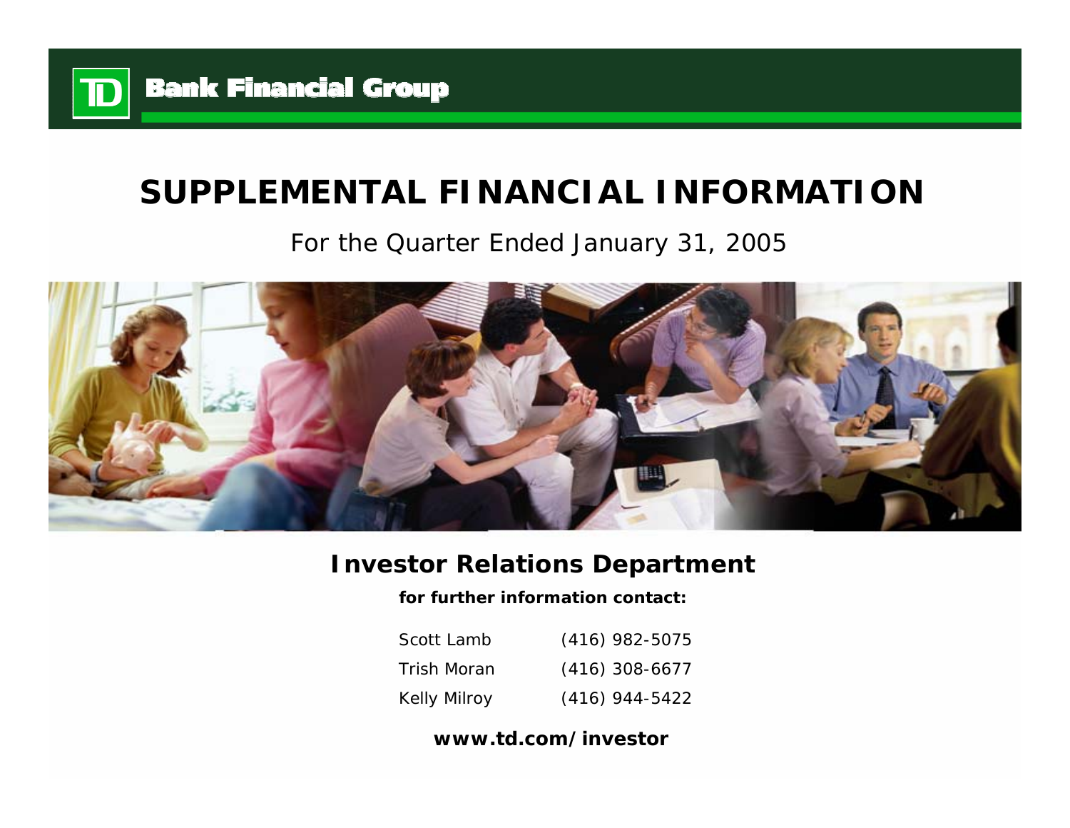TD Bank Financial Group

# SUPPLEMENTAL FINANCIAL INFORMATION

For the Quarter Ended January 31, 2005

## Investor Relations Department

**for further information contact:**

| | |
|---|---|
| Scott Lamb | (416) 982-5075 |
| Trish Moran | (416) 308-6677 |
| Kelly Milroy | (416) 944-5422 |

**www.td.com/investor**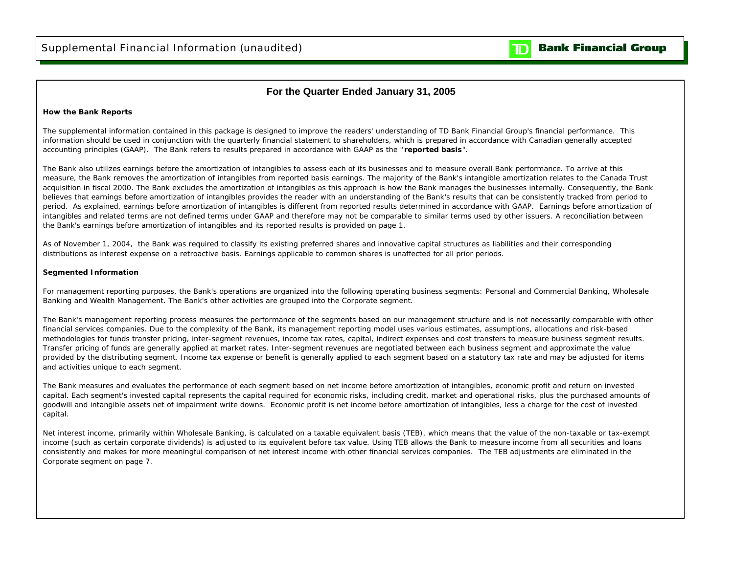# For the Quarter Ended January 31, 2005

### How the Bank Reports

The supplemental information contained in this package is designed to improve the readers' understanding of TD Bank Financial Group's financial performance. This information should be used in conjunction with the quarterly financial statement to shareholders, which is prepared in accordance with Canadian generally accepted accounting principles (GAAP). The Bank refers to results prepared in accordance with GAAP as the "**reported basis**".

The Bank also utilizes earnings before the amortization of intangibles to assess each of its businesses and to measure overall Bank performance. To arrive at this measure, the Bank removes the amortization of intangibles from reported basis earnings. The majority of the Bank's intangible amortization relates to the Canada Trust acquisition in fiscal 2000. The Bank excludes the amortization of intangibles as this approach is how the Bank manages the businesses internally. Consequently, the Bank believes that earnings before amortization of intangibles provides the reader with an understanding of the Bank's results that can be consistently tracked from period to period. As explained, earnings before amortization of intangibles is different from reported results determined in accordance with GAAP. Earnings before amortization of intangibles and related terms are not defined terms under GAAP and therefore may not be comparable to similar terms used by other issuers. A reconciliation between the Bank's earnings before amortization of intangibles and its reported results is provided on page 1.

As of November 1, 2004, the Bank was required to classify its existing preferred shares and innovative capital structures as liabilities and their corresponding distributions as interest expense on a retroactive basis. Earnings applicable to common shares is unaffected for all prior periods.

### Segmented Information

For management reporting purposes, the Bank's operations are organized into the following operating business segments: Personal and Commercial Banking, Wholesale Banking and Wealth Management. The Bank's other activities are grouped into the Corporate segment.

The Bank's management reporting process measures the performance of the segments based on our management structure and is not necessarily comparable with other financial services companies. Due to the complexity of the Bank, its management reporting model uses various estimates, assumptions, allocations and risk-based methodologies for funds transfer pricing, inter-segment revenues, income tax rates, capital, indirect expenses and cost transfers to measure business segment results. Transfer pricing of funds are generally applied at market rates. Inter-segment revenues are negotiated between each business segment and approximate the value provided by the distributing segment. Income tax expense or benefit is generally applied to each segment based on a statutory tax rate and may be adjusted for items and activities unique to each segment.

The Bank measures and evaluates the performance of each segment based on net income before amortization of intangibles, economic profit and return on invested capital. Each segment's invested capital represents the capital required for economic risks, including credit, market and operational risks, plus the purchased amounts of goodwill and intangible assets net of impairment write downs. Economic profit is net income before amortization of intangibles, less a charge for the cost of invested capital.

Net interest income, primarily within Wholesale Banking, is calculated on a taxable equivalent basis (TEB), which means that the value of the non-taxable or tax-exempt income (such as certain corporate dividends) is adjusted to its equivalent before tax value. Using TEB allows the Bank to measure income from all securities and loans consistently and makes for more meaningful comparison of net interest income with other financial services companies. The TEB adjustments are eliminated in the Corporate segment on page 7.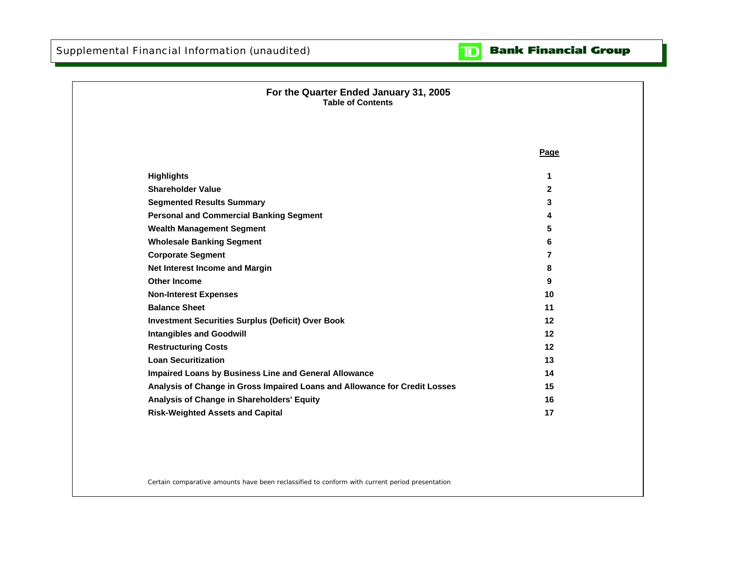Supplemental Financial Information (unaudited)

TD Bank Financial Group

## For the Quarter Ended January 31, 2005

### Table of Contents

| | Page |
|---|---|
| **Highlights** | 1 |
| **Shareholder Value** | 2 |
| **Segmented Results Summary** | 3 |
| **Personal and Commercial Banking Segment** | 4 |
| **Wealth Management Segment** | 5 |
| **Wholesale Banking Segment** | 6 |
| **Corporate Segment** | 7 |
| **Net Interest Income and Margin** | 8 |
| **Other Income** | 9 |
| **Non-Interest Expenses** | 10 |
| **Balance Sheet** | 11 |
| **Investment Securities Surplus (Deficit) Over Book** | 12 |
| **Intangibles and Goodwill** | 12 |
| **Restructuring Costs** | 12 |
| **Loan Securitization** | 13 |
| **Impaired Loans by Business Line and General Allowance** | 14 |
| **Analysis of Change in Gross Impaired Loans and Allowance for Credit Losses** | 15 |
| **Analysis of Change in Shareholders' Equity** | 16 |
| **Risk-Weighted Assets and Capital** | 17 |

*Certain comparative amounts have been reclassified to conform with current period presentation*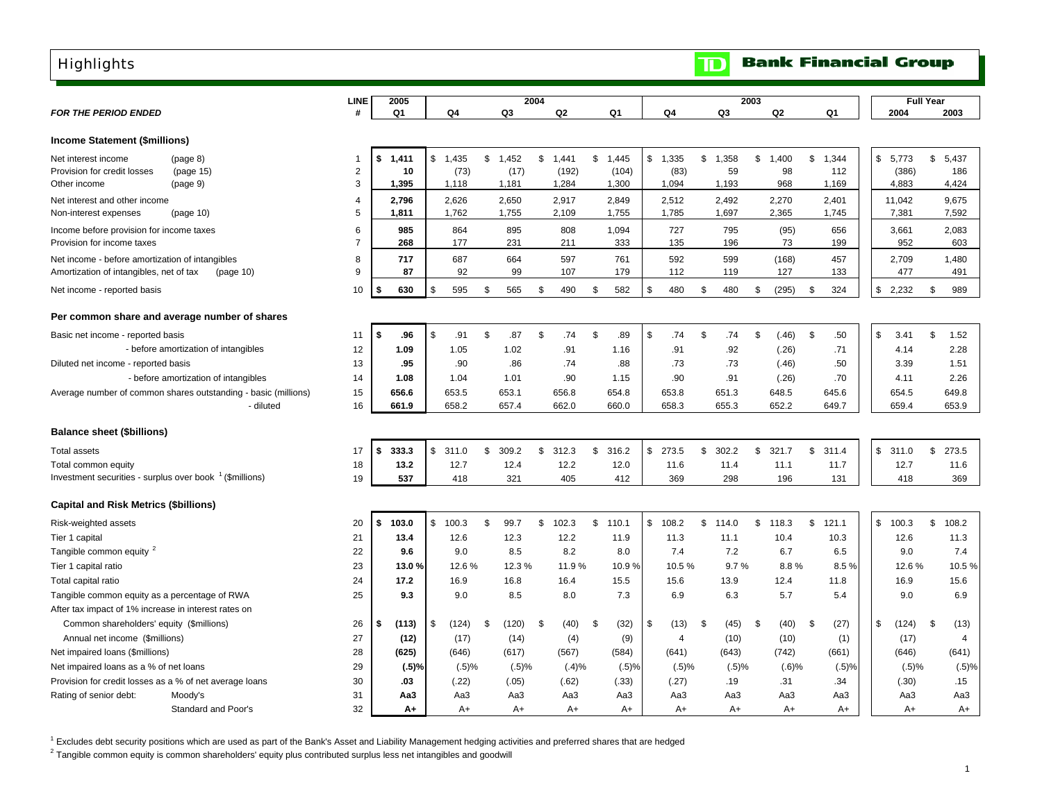# Highlights

**TD Bank Financial Group**

| FOR THE PERIOD ENDED | LINE # | 2005 Q1 | 2004 Q4 | 2004 Q3 | 2004 Q2 | 2004 Q1 | 2003 Q4 | 2003 Q3 | 2003 Q2 | 2003 Q1 | Full Year 2004 | Full Year 2003 |
|---|---|---|---|---|---|---|---|---|---|---|---|---|
| **Income Statement ($millions)** | | | | | | | | | | | | |
| Net interest income (page 8) | 1 | **$ 1,411** | $ 1,435 | $ 1,452 | $ 1,441 | $ 1,445 | $ 1,335 | $ 1,358 | $ 1,400 | $ 1,344 | $ 5,773 | $ 5,437 |
| Provision for credit losses (page 15) | 2 | **10** | (73) | (17) | (192) | (104) | (83) | 59 | 98 | 112 | (386) | 186 |
| Other income (page 9) | 3 | **1,395** | 1,118 | 1,181 | 1,284 | 1,300 | 1,094 | 1,193 | 968 | 1,169 | 4,883 | 4,424 |
| Net interest and other income | 4 | **2,796** | 2,626 | 2,650 | 2,917 | 2,849 | 2,512 | 2,492 | 2,270 | 2,401 | 11,042 | 9,675 |
| Non-interest expenses (page 10) | 5 | **1,811** | 1,762 | 1,755 | 2,109 | 1,755 | 1,785 | 1,697 | 2,365 | 1,745 | 7,381 | 7,592 |
| Income before provision for income taxes | 6 | **985** | 864 | 895 | 808 | 1,094 | 727 | 795 | (95) | 656 | 3,661 | 2,083 |
| Provision for income taxes | 7 | **268** | 177 | 231 | 211 | 333 | 135 | 196 | 73 | 199 | 952 | 603 |
| Net income - before amortization of intangibles | 8 | **717** | 687 | 664 | 597 | 761 | 592 | 599 | (168) | 457 | 2,709 | 1,480 |
| Amortization of intangibles, net of tax (page 10) | 9 | **87** | 92 | 99 | 107 | 179 | 112 | 119 | 127 | 133 | 477 | 491 |
| Net income - reported basis | 10 | **$ 630** | $ 595 | $ 565 | $ 490 | $ 582 | $ 480 | $ 480 | $ (295) | $ 324 | $ 2,232 | $ 989 |
| **Per common share and average number of shares** | | | | | | | | | | | | |
| Basic net income - reported basis | 11 | **$ .96** | $ .91 | $ .87 | $ .74 | $ .89 | $ .74 | $ .74 | $ (.46) | $ .50 | $ 3.41 | $ 1.52 |
| - before amortization of intangibles | 12 | **1.09** | 1.05 | 1.02 | .91 | 1.16 | .91 | .92 | (.26) | .71 | 4.14 | 2.28 |
| Diluted net income - reported basis | 13 | **.95** | .90 | .86 | .74 | .88 | .73 | .73 | (.46) | .50 | 3.39 | 1.51 |
| - before amortization of intangibles | 14 | **1.08** | 1.04 | 1.01 | .90 | 1.15 | .90 | .91 | (.26) | .70 | 4.11 | 2.26 |
| Average number of common shares outstanding - basic (millions) | 15 | **656.6** | 653.5 | 653.1 | 656.8 | 654.8 | 653.8 | 651.3 | 648.5 | 645.6 | 654.5 | 649.8 |
| - diluted | 16 | **661.9** | 658.2 | 657.4 | 662.0 | 660.0 | 658.3 | 655.3 | 652.2 | 649.7 | 659.4 | 653.9 |
| **Balance sheet ($billions)** | | | | | | | | | | | | |
| Total assets | 17 | **$ 333.3** | $ 311.0 | $ 309.2 | $ 312.3 | $ 316.2 | $ 273.5 | $ 302.2 | $ 321.7 | $ 311.4 | $ 311.0 | $ 273.5 |
| Total common equity | 18 | **13.2** | 12.7 | 12.4 | 12.2 | 12.0 | 11.6 | 11.4 | 11.1 | 11.7 | 12.7 | 11.6 |
| Investment securities - surplus over book [1] ($millions) | 19 | **537** | 418 | 321 | 405 | 412 | 369 | 298 | 196 | 131 | 418 | 369 |
| **Capital and Risk Metrics ($billions)** | | | | | | | | | | | | |
| Risk-weighted assets | 20 | **$ 103.0** | $ 100.3 | $ 99.7 | $ 102.3 | $ 110.1 | $ 108.2 | $ 114.0 | $ 118.3 | $ 121.1 | $ 100.3 | $ 108.2 |
| Tier 1 capital | 21 | **13.4** | 12.6 | 12.3 | 12.2 | 11.9 | 11.3 | 11.1 | 10.4 | 10.3 | 12.6 | 11.3 |
| Tangible common equity [2] | 22 | **9.6** | 9.0 | 8.5 | 8.2 | 8.0 | 7.4 | 7.2 | 6.7 | 6.5 | 9.0 | 7.4 |
| Tier 1 capital ratio | 23 | **13.0 %** | 12.6 % | 12.3 % | 11.9 % | 10.9 % | 10.5 % | 9.7 % | 8.8 % | 8.5 % | 12.6 % | 10.5 % |
| Total capital ratio | 24 | **17.2** | 16.9 | 16.8 | 16.4 | 15.5 | 15.6 | 13.9 | 12.4 | 11.8 | 16.9 | 15.6 |
| Tangible common equity as a percentage of RWA | 25 | **9.3** | 9.0 | 8.5 | 8.0 | 7.3 | 6.9 | 6.3 | 5.7 | 5.4 | 9.0 | 6.9 |
| After tax impact of 1% increase in interest rates on | | | | | | | | | | | | |
| Common shareholders' equity ($millions) | 26 | **$ (113)** | $ (124) | $ (120) | $ (40) | $ (32) | $ (13) | $ (45) | $ (40) | $ (27) | $ (124) | $ (13) |
| Annual net income ($millions) | 27 | **(12)** | (17) | (14) | (4) | (9) | 4 | (10) | (10) | (1) | (17) | 4 |
| Net impaired loans ($millions) | 28 | **(625)** | (646) | (617) | (567) | (584) | (641) | (643) | (742) | (661) | (646) | (641) |
| Net impaired loans as a % of net loans | 29 | **(.5)%** | (.5)% | (.5)% | (.4)% | (.5)% | (.5)% | (.5)% | (.6)% | (.5)% | (.5)% | (.5)% |
| Provision for credit losses as a % of net average loans | 30 | **.03** | (.22) | (.05) | (.62) | (.33) | (.27) | .19 | .31 | .34 | (.30) | .15 |
| Rating of senior debt: Moody's | 31 | **Aa3** | Aa3 | Aa3 | Aa3 | Aa3 | Aa3 | Aa3 | Aa3 | Aa3 | Aa3 | Aa3 |
| Standard and Poor's | 32 | **A+** | A+ | A+ | A+ | A+ | A+ | A+ | A+ | A+ | A+ | A+ |

[1] Excludes debt security positions which are used as part of the Bank's Asset and Liability Management hedging activities and preferred shares that are hedged

[2] Tangible common equity is common shareholders' equity plus contributed surplus less net intangibles and goodwill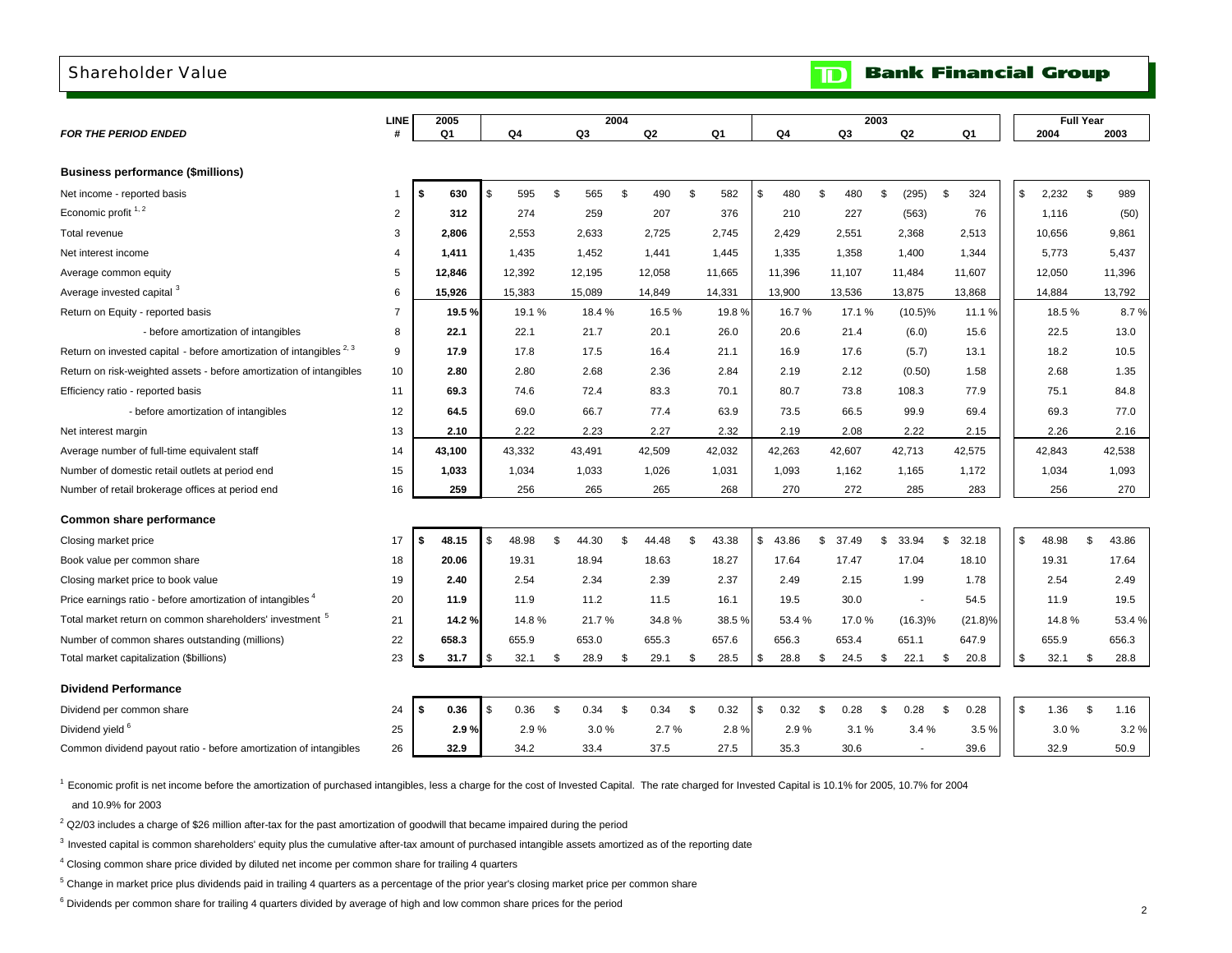# Shareholder Value

**TD Bank Financial Group**

| FOR THE PERIOD ENDED | LINE # | 2005 Q1 | 2004 Q4 | 2004 Q3 | 2004 Q2 | 2004 Q1 | 2003 Q4 | 2003 Q3 | 2003 Q2 | 2003 Q1 | Full Year 2004 | Full Year 2003 |
|---|---|---|---|---|---|---|---|---|---|---|---|---|
| **Business performance ($millions)** | | | | | | | | | | | | |
| Net income - reported basis | 1 | $ 630 | $ 595 | $ 565 | $ 490 | $ 582 | $ 480 | $ 480 | $ (295) | $ 324 | $ 2,232 | $ 989 |
| Economic profit [1, 2] | 2 | 312 | 274 | 259 | 207 | 376 | 210 | 227 | (563) | 76 | 1,116 | (50) |
| Total revenue | 3 | 2,806 | 2,553 | 2,633 | 2,725 | 2,745 | 2,429 | 2,551 | 2,368 | 2,513 | 10,656 | 9,861 |
| Net interest income | 4 | 1,411 | 1,435 | 1,452 | 1,441 | 1,445 | 1,335 | 1,358 | 1,400 | 1,344 | 5,773 | 5,437 |
| Average common equity | 5 | 12,846 | 12,392 | 12,195 | 12,058 | 11,665 | 11,396 | 11,107 | 11,484 | 11,607 | 12,050 | 11,396 |
| Average invested capital [3] | 6 | 15,926 | 15,383 | 15,089 | 14,849 | 14,331 | 13,900 | 13,536 | 13,875 | 13,868 | 14,884 | 13,792 |
| Return on Equity - reported basis | 7 | 19.5 % | 19.1 % | 18.4 % | 16.5 % | 19.8 % | 16.7 % | 17.1 % | (10.5)% | 11.1 % | 18.5 % | 8.7 % |
| - before amortization of intangibles | 8 | 22.1 | 22.1 | 21.7 | 20.1 | 26.0 | 20.6 | 21.4 | (6.0) | 15.6 | 22.5 | 13.0 |
| Return on invested capital - before amortization of intangibles [2, 3] | 9 | 17.9 | 17.8 | 17.5 | 16.4 | 21.1 | 16.9 | 17.6 | (5.7) | 13.1 | 18.2 | 10.5 |
| Return on risk-weighted assets - before amortization of intangibles | 10 | 2.80 | 2.80 | 2.68 | 2.36 | 2.84 | 2.19 | 2.12 | (0.50) | 1.58 | 2.68 | 1.35 |
| Efficiency ratio - reported basis | 11 | 69.3 | 74.6 | 72.4 | 83.3 | 70.1 | 80.7 | 73.8 | 108.3 | 77.9 | 75.1 | 84.8 |
| - before amortization of intangibles | 12 | 64.5 | 69.0 | 66.7 | 77.4 | 63.9 | 73.5 | 66.5 | 99.9 | 69.4 | 69.3 | 77.0 |
| Net interest margin | 13 | 2.10 | 2.22 | 2.23 | 2.27 | 2.32 | 2.19 | 2.08 | 2.22 | 2.15 | 2.26 | 2.16 |
| Average number of full-time equivalent staff | 14 | 43,100 | 43,332 | 43,491 | 42,509 | 42,032 | 42,263 | 42,607 | 42,713 | 42,575 | 42,843 | 42,538 |
| Number of domestic retail outlets at period end | 15 | 1,033 | 1,034 | 1,033 | 1,026 | 1,031 | 1,093 | 1,162 | 1,165 | 1,172 | 1,034 | 1,093 |
| Number of retail brokerage offices at period end | 16 | 259 | 256 | 265 | 265 | 268 | 270 | 272 | 285 | 283 | 256 | 270 |
| **Common share performance** | | | | | | | | | | | | |
| Closing market price | 17 | $ 48.15 | $ 48.98 | $ 44.30 | $ 44.48 | $ 43.38 | $ 43.86 | $ 37.49 | $ 33.94 | $ 32.18 | $ 48.98 | $ 43.86 |
| Book value per common share | 18 | 20.06 | 19.31 | 18.94 | 18.63 | 18.27 | 17.64 | 17.47 | 17.04 | 18.10 | 19.31 | 17.64 |
| Closing market price to book value | 19 | 2.40 | 2.54 | 2.34 | 2.39 | 2.37 | 2.49 | 2.15 | 1.99 | 1.78 | 2.54 | 2.49 |
| Price earnings ratio - before amortization of intangibles [4] | 20 | 11.9 | 11.9 | 11.2 | 11.5 | 16.1 | 19.5 | 30.0 | - | 54.5 | 11.9 | 19.5 |
| Total market return on common shareholders' investment [5] | 21 | 14.2 % | 14.8 % | 21.7 % | 34.8 % | 38.5 % | 53.4 % | 17.0 % | (16.3)% | (21.8)% | 14.8 % | 53.4 % |
| Number of common shares outstanding (millions) | 22 | 658.3 | 655.9 | 653.0 | 655.3 | 657.6 | 656.3 | 653.4 | 651.1 | 647.9 | 655.9 | 656.3 |
| Total market capitalization ($billions) | 23 | $ 31.7 | $ 32.1 | $ 28.9 | $ 29.1 | $ 28.5 | $ 28.8 | $ 24.5 | $ 22.1 | $ 20.8 | $ 32.1 | $ 28.8 |
| **Dividend Performance** | | | | | | | | | | | | |
| Dividend per common share | 24 | $ 0.36 | $ 0.36 | $ 0.34 | $ 0.34 | $ 0.32 | $ 0.32 | $ 0.28 | $ 0.28 | $ 0.28 | $ 1.36 | $ 1.16 |
| Dividend yield [6] | 25 | 2.9 % | 2.9 % | 3.0 % | 2.7 % | 2.8 % | 2.9 % | 3.1 % | 3.4 % | 3.5 % | 3.0 % | 3.2 % |
| Common dividend payout ratio - before amortization of intangibles | 26 | 32.9 | 34.2 | 33.4 | 37.5 | 27.5 | 35.3 | 30.6 | - | 39.6 | 32.9 | 50.9 |

[1] Economic profit is net income before the amortization of purchased intangibles, less a charge for the cost of Invested Capital. The rate charged for Invested Capital is 10.1% for 2005, 10.7% for 2004 and 10.9% for 2003

[2] Q2/03 includes a charge of $26 million after-tax for the past amortization of goodwill that became impaired during the period

[3] Invested capital is common shareholders' equity plus the cumulative after-tax amount of purchased intangible assets amortized as of the reporting date

[4] Closing common share price divided by diluted net income per common share for trailing 4 quarters

[5] Change in market price plus dividends paid in trailing 4 quarters as a percentage of the prior year's closing market price per common share

[6] Dividends per common share for trailing 4 quarters divided by average of high and low common share prices for the period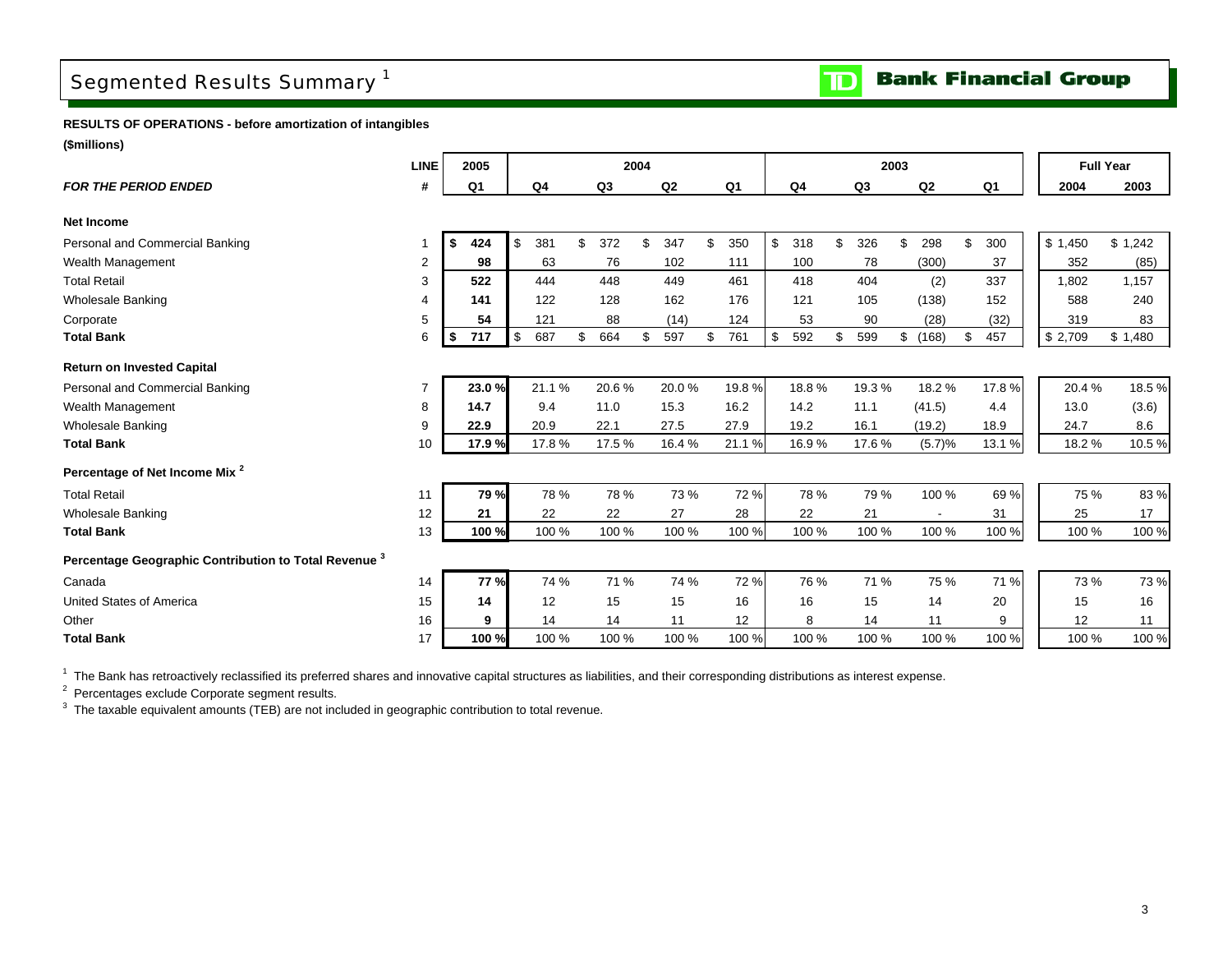# Segmented Results Summary [1]

**TD Bank Financial Group**

**RESULTS OF OPERATIONS - before amortization of intangibles**

**($millions)**

| | LINE | 2005 | 2004 | | | | 2003 | | | | Full Year | |
|---|---|---|---|---|---|---|---|---|---|---|---|---|
| ***FOR THE PERIOD ENDED*** | **#** | **Q1** | **Q4** | **Q3** | **Q2** | **Q1** | **Q4** | **Q3** | **Q2** | **Q1** | **2004** | **2003** |
| **Net Income** | | | | | | | | | | | | |
| Personal and Commercial Banking | 1 | **$ 424** | $ 381 | $ 372 | $ 347 | $ 350 | $ 318 | $ 326 | $ 298 | $ 300 | $ 1,450 | $ 1,242 |
| Wealth Management | 2 | **98** | 63 | 76 | 102 | 111 | 100 | 78 | (300) | 37 | 352 | (85) |
| Total Retail | 3 | **522** | 444 | 448 | 449 | 461 | 418 | 404 | (2) | 337 | 1,802 | 1,157 |
| Wholesale Banking | 4 | **141** | 122 | 128 | 162 | 176 | 121 | 105 | (138) | 152 | 588 | 240 |
| Corporate | 5 | **54** | 121 | 88 | (14) | 124 | 53 | 90 | (28) | (32) | 319 | 83 |
| **Total Bank** | 6 | **$ 717** | $ 687 | $ 664 | $ 597 | $ 761 | $ 592 | $ 599 | $ (168) | $ 457 | $ 2,709 | $ 1,480 |
| **Return on Invested Capital** | | | | | | | | | | | | |
| Personal and Commercial Banking | 7 | **23.0 %** | 21.1 % | 20.6 % | 20.0 % | 19.8 % | 18.8 % | 19.3 % | 18.2 % | 17.8 % | 20.4 % | 18.5 % |
| Wealth Management | 8 | **14.7** | 9.4 | 11.0 | 15.3 | 16.2 | 14.2 | 11.1 | (41.5) | 4.4 | 13.0 | (3.6) |
| Wholesale Banking | 9 | **22.9** | 20.9 | 22.1 | 27.5 | 27.9 | 19.2 | 16.1 | (19.2) | 18.9 | 24.7 | 8.6 |
| **Total Bank** | 10 | **17.9 %** | 17.8 % | 17.5 % | 16.4 % | 21.1 % | 16.9 % | 17.6 % | (5.7)% | 13.1 % | 18.2 % | 10.5 % |
| **Percentage of Net Income Mix [2]** | | | | | | | | | | | | |
| Total Retail | 11 | **79 %** | 78 % | 78 % | 73 % | 72 % | 78 % | 79 % | 100 % | 69 % | 75 % | 83 % |
| Wholesale Banking | 12 | **21** | 22 | 22 | 27 | 28 | 22 | 21 | - | 31 | 25 | 17 |
| **Total Bank** | 13 | **100 %** | 100 % | 100 % | 100 % | 100 % | 100 % | 100 % | 100 % | 100 % | 100 % | 100 % |
| **Percentage Geographic Contribution to Total Revenue [3]** | | | | | | | | | | | | |
| Canada | 14 | **77 %** | 74 % | 71 % | 74 % | 72 % | 76 % | 71 % | 75 % | 71 % | 73 % | 73 % |
| United States of America | 15 | **14** | 12 | 15 | 15 | 16 | 16 | 15 | 14 | 20 | 15 | 16 |
| Other | 16 | **9** | 14 | 14 | 11 | 12 | 8 | 14 | 11 | 9 | 12 | 11 |
| **Total Bank** | 17 | **100 %** | 100 % | 100 % | 100 % | 100 % | 100 % | 100 % | 100 % | 100 % | 100 % | 100 % |

[1] The Bank has retroactively reclassified its preferred shares and innovative capital structures as liabilities, and their corresponding distributions as interest expense.

[2] Percentages exclude Corporate segment results.

[3] The taxable equivalent amounts (TEB) are not included in geographic contribution to total revenue.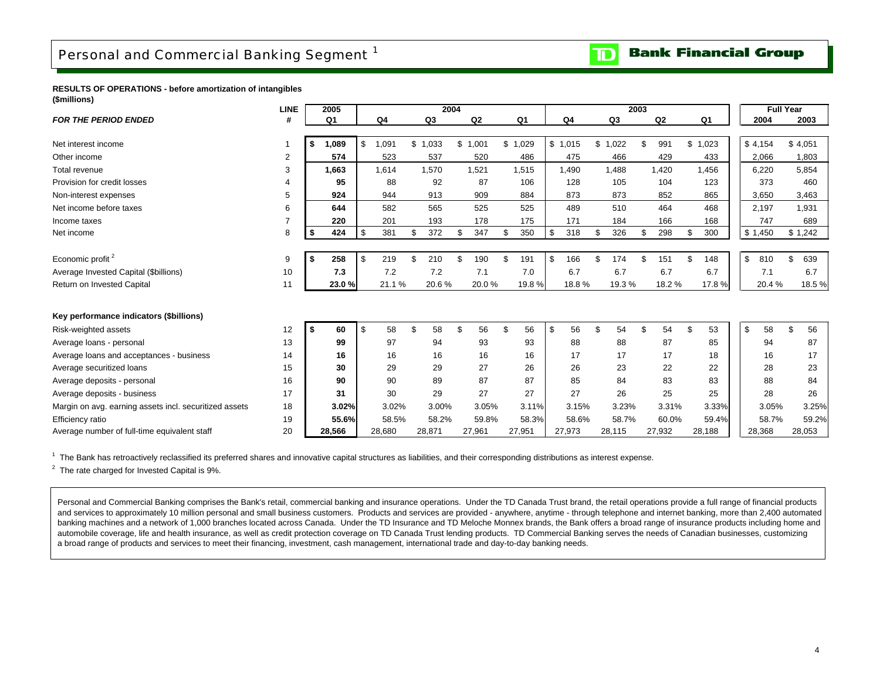# Personal and Commercial Banking Segment [1]

**TD Bank Financial Group**

**RESULTS OF OPERATIONS - before amortization of intangibles**
**($millions)**

| *FOR THE PERIOD ENDED* | LINE # | 2005 Q1 | 2004 Q4 | 2004 Q3 | 2004 Q2 | 2004 Q1 | 2003 Q4 | 2003 Q3 | 2003 Q2 | 2003 Q1 | Full Year 2004 | Full Year 2003 |
|---|---|---|---|---|---|---|---|---|---|---|---|---|
| Net interest income | 1 | **$ 1,089** | $ 1,091 | $ 1,033 | $ 1,001 | $ 1,029 | $ 1,015 | $ 1,022 | $ 991 | $ 1,023 | $ 4,154 | $ 4,051 |
| Other income | 2 | **574** | 523 | 537 | 520 | 486 | 475 | 466 | 429 | 433 | 2,066 | 1,803 |
| Total revenue | 3 | **1,663** | 1,614 | 1,570 | 1,521 | 1,515 | 1,490 | 1,488 | 1,420 | 1,456 | 6,220 | 5,854 |
| Provision for credit losses | 4 | **95** | 88 | 92 | 87 | 106 | 128 | 105 | 104 | 123 | 373 | 460 |
| Non-interest expenses | 5 | **924** | 944 | 913 | 909 | 884 | 873 | 873 | 852 | 865 | 3,650 | 3,463 |
| Net income before taxes | 6 | **644** | 582 | 565 | 525 | 525 | 489 | 510 | 464 | 468 | 2,197 | 1,931 |
| Income taxes | 7 | **220** | 201 | 193 | 178 | 175 | 171 | 184 | 166 | 168 | 747 | 689 |
| Net income | 8 | **$ 424** | $ 381 | $ 372 | $ 347 | $ 350 | $ 318 | $ 326 | $ 298 | $ 300 | $ 1,450 | $ 1,242 |
| Economic profit [2] | 9 | **$ 258** | $ 219 | $ 210 | $ 190 | $ 191 | $ 166 | $ 174 | $ 151 | $ 148 | $ 810 | $ 639 |
| Average Invested Capital ($billions) | 10 | **7.3** | 7.2 | 7.2 | 7.1 | 7.0 | 6.7 | 6.7 | 6.7 | 6.7 | 7.1 | 6.7 |
| Return on Invested Capital | 11 | **23.0 %** | 21.1 % | 20.6 % | 20.0 % | 19.8 % | 18.8 % | 19.3 % | 18.2 % | 17.8 % | 20.4 % | 18.5 % |
| **Key performance indicators ($billions)** | | | | | | | | | | | | |
| Risk-weighted assets | 12 | **$ 60** | $ 58 | $ 58 | $ 56 | $ 56 | $ 56 | $ 54 | $ 54 | $ 53 | $ 58 | $ 56 |
| Average loans - personal | 13 | **99** | 97 | 94 | 93 | 93 | 88 | 88 | 87 | 85 | 94 | 87 |
| Average loans and acceptances - business | 14 | **16** | 16 | 16 | 16 | 16 | 17 | 17 | 17 | 18 | 16 | 17 |
| Average securitized loans | 15 | **30** | 29 | 29 | 27 | 26 | 26 | 23 | 22 | 22 | 28 | 23 |
| Average deposits - personal | 16 | **90** | 90 | 89 | 87 | 87 | 85 | 84 | 83 | 83 | 88 | 84 |
| Average deposits - business | 17 | **31** | 30 | 29 | 27 | 27 | 27 | 26 | 25 | 25 | 28 | 26 |
| Margin on avg. earning assets incl. securitized assets | 18 | **3.02%** | 3.02% | 3.00% | 3.05% | 3.11% | 3.15% | 3.23% | 3.31% | 3.33% | 3.05% | 3.25% |
| Efficiency ratio | 19 | **55.6%** | 58.5% | 58.2% | 59.8% | 58.3% | 58.6% | 58.7% | 60.0% | 59.4% | 58.7% | 59.2% |
| Average number of full-time equivalent staff | 20 | **28,566** | 28,680 | 28,871 | 27,961 | 27,951 | 27,973 | 28,115 | 27,932 | 28,188 | 28,368 | 28,053 |

[1] The Bank has retroactively reclassified its preferred shares and innovative capital structures as liabilities, and their corresponding distributions as interest expense.

[2] The rate charged for Invested Capital is 9%.

Personal and Commercial Banking comprises the Bank's retail, commercial banking and insurance operations. Under the TD Canada Trust brand, the retail operations provide a full range of financial products and services to approximately 10 million personal and small business customers. Products and services are provided - anywhere, anytime - through telephone and internet banking, more than 2,400 automated banking machines and a network of 1,000 branches located across Canada. Under the TD Insurance and TD Meloche Monnex brands, the Bank offers a broad range of insurance products including home and automobile coverage, life and health insurance, as well as credit protection coverage on TD Canada Trust lending products. TD Commercial Banking serves the needs of Canadian businesses, customizing a broad range of products and services to meet their financing, investment, cash management, international trade and day-to-day banking needs.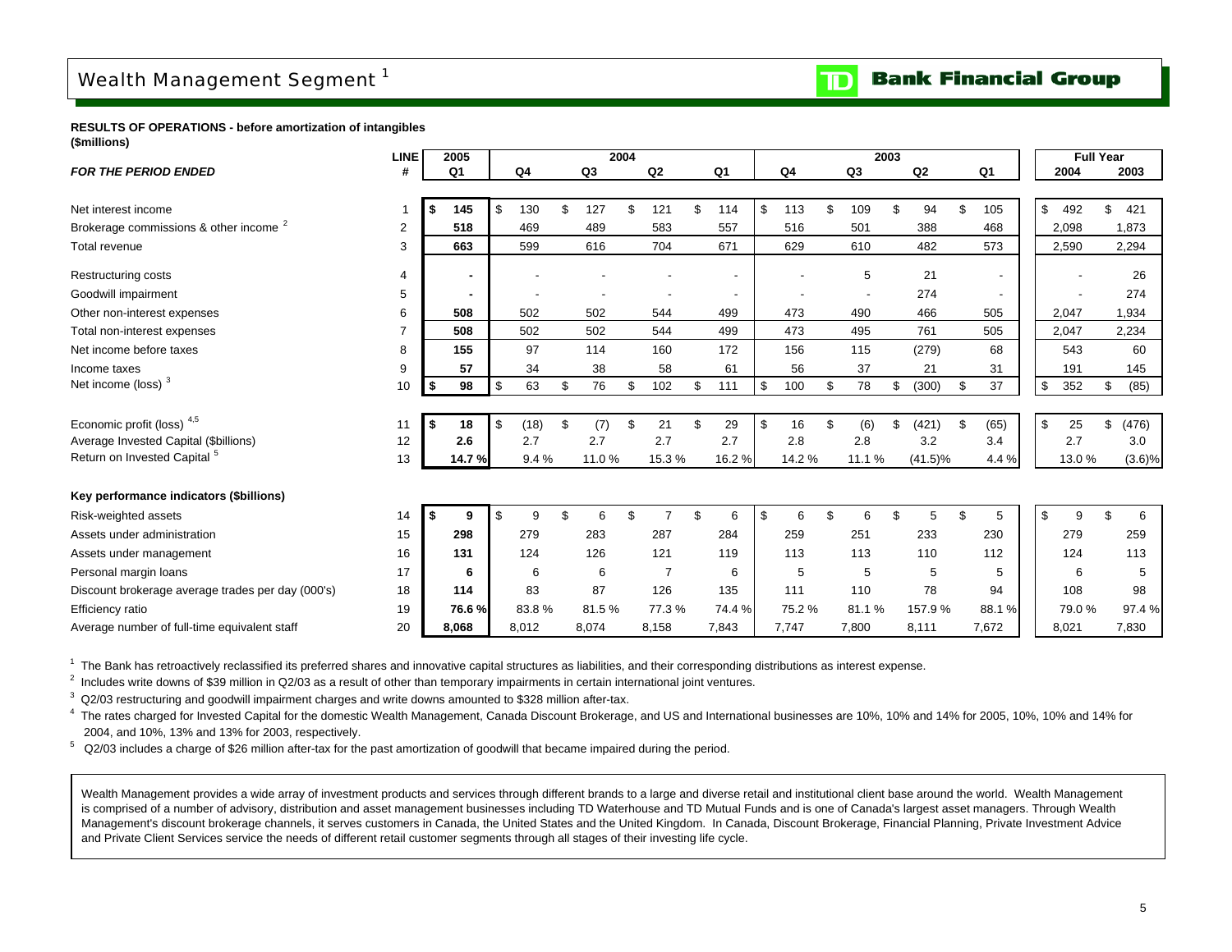# Wealth Management Segment [1]

**RESULTS OF OPERATIONS - before amortization of intangibles**
**($millions)**

| *FOR THE PERIOD ENDED* | LINE # | 2005 Q1 | 2004 Q4 | 2004 Q3 | 2004 Q2 | 2004 Q1 | 2003 Q4 | 2003 Q3 | 2003 Q2 | 2003 Q1 | Full Year 2004 | Full Year 2003 |
|---|---|---|---|---|---|---|---|---|---|---|---|---|
| Net interest income | 1 | **$ 145** | $ 130 | $ 127 | $ 121 | $ 114 | $ 113 | $ 109 | $ 94 | $ 105 | $ 492 | $ 421 |
| Brokerage commissions & other income [2] | 2 | **518** | 469 | 489 | 583 | 557 | 516 | 501 | 388 | 468 | 2,098 | 1,873 |
| Total revenue | 3 | **663** | 599 | 616 | 704 | 671 | 629 | 610 | 482 | 573 | 2,590 | 2,294 |
| Restructuring costs | 4 | **-** | - | - | - | - | - | 5 | 21 | - | - | 26 |
| Goodwill impairment | 5 | **-** | - | - | - | - | - | - | 274 | - | - | 274 |
| Other non-interest expenses | 6 | **508** | 502 | 502 | 544 | 499 | 473 | 490 | 466 | 505 | 2,047 | 1,934 |
| Total non-interest expenses | 7 | **508** | 502 | 502 | 544 | 499 | 473 | 495 | 761 | 505 | 2,047 | 2,234 |
| Net income before taxes | 8 | **155** | 97 | 114 | 160 | 172 | 156 | 115 | (279) | 68 | 543 | 60 |
| Income taxes | 9 | **57** | 34 | 38 | 58 | 61 | 56 | 37 | 21 | 31 | 191 | 145 |
| Net income (loss) [3] | 10 | **$ 98** | $ 63 | $ 76 | $ 102 | $ 111 | $ 100 | $ 78 | $ (300) | $ 37 | $ 352 | $ (85) |
| Economic profit (loss) [4,5] | 11 | **$ 18** | $ (18) | $ (7) | $ 21 | $ 29 | $ 16 | $ (6) | $ (421) | $ (65) | $ 25 | $ (476) |
| Average Invested Capital ($billions) | 12 | **2.6** | 2.7 | 2.7 | 2.7 | 2.7 | 2.8 | 2.8 | 3.2 | 3.4 | 2.7 | 3.0 |
| Return on Invested Capital [5] | 13 | **14.7 %** | 9.4 % | 11.0 % | 15.3 % | 16.2 % | 14.2 % | 11.1 % | (41.5)% | 4.4 % | 13.0 % | (3.6)% |
| **Key performance indicators ($billions)** | | | | | | | | | | | | |
| Risk-weighted assets | 14 | **$ 9** | $ 9 | $ 6 | $ 7 | $ 6 | $ 6 | $ 6 | $ 5 | $ 5 | $ 9 | $ 6 |
| Assets under administration | 15 | **298** | 279 | 283 | 287 | 284 | 259 | 251 | 233 | 230 | 279 | 259 |
| Assets under management | 16 | **131** | 124 | 126 | 121 | 119 | 113 | 113 | 110 | 112 | 124 | 113 |
| Personal margin loans | 17 | **6** | 6 | 6 | 7 | 6 | 5 | 5 | 5 | 5 | 6 | 5 |
| Discount brokerage average trades per day (000's) | 18 | **114** | 83 | 87 | 126 | 135 | 111 | 110 | 78 | 94 | 108 | 98 |
| Efficiency ratio | 19 | **76.6 %** | 83.8 % | 81.5 % | 77.3 % | 74.4 % | 75.2 % | 81.1 % | 157.9 % | 88.1 % | 79.0 % | 97.4 % |
| Average number of full-time equivalent staff | 20 | **8,068** | 8,012 | 8,074 | 8,158 | 7,843 | 7,747 | 7,800 | 8,111 | 7,672 | 8,021 | 7,830 |

[1] The Bank has retroactively reclassified its preferred shares and innovative capital structures as liabilities, and their corresponding distributions as interest expense.

[2] Includes write downs of $39 million in Q2/03 as a result of other than temporary impairments in certain international joint ventures.

[3] Q2/03 restructuring and goodwill impairment charges and write downs amounted to $328 million after-tax.

[4] The rates charged for Invested Capital for the domestic Wealth Management, Canada Discount Brokerage, and US and International businesses are 10%, 10% and 14% for 2005, 10%, 10% and 14% for 2004, and 10%, 13% and 13% for 2003, respectively.

[5] Q2/03 includes a charge of $26 million after-tax for the past amortization of goodwill that became impaired during the period.

Wealth Management provides a wide array of investment products and services through different brands to a large and diverse retail and institutional client base around the world. Wealth Management is comprised of a number of advisory, distribution and asset management businesses including TD Waterhouse and TD Mutual Funds and is one of Canada's largest asset managers. Through Wealth Management's discount brokerage channels, it serves customers in Canada, the United States and the United Kingdom. In Canada, Discount Brokerage, Financial Planning, Private Investment Advice and Private Client Services service the needs of different retail customer segments through all stages of their investing life cycle.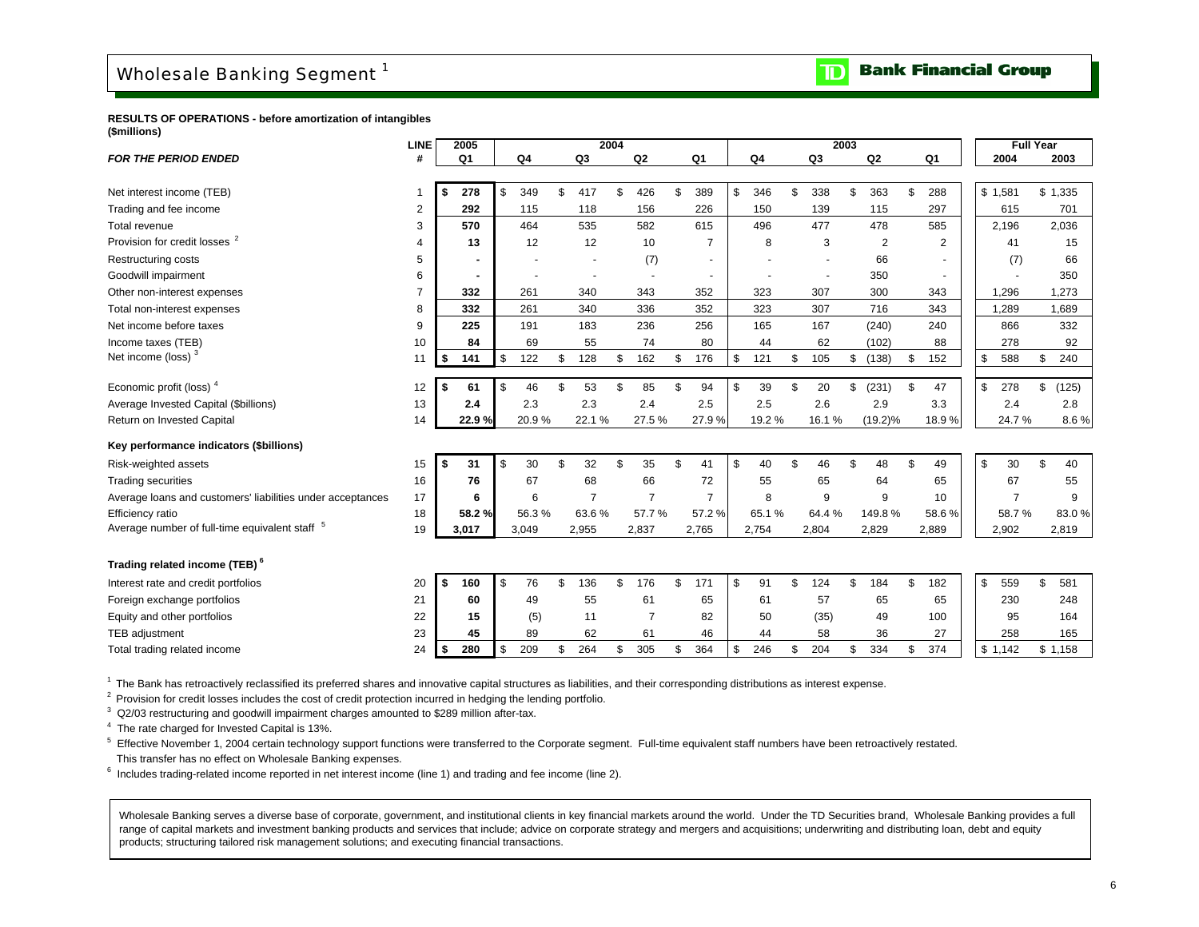# Wholesale Banking Segment [1]

**TD Bank Financial Group**

**RESULTS OF OPERATIONS - before amortization of intangibles**
**($millions)**

| *FOR THE PERIOD ENDED* | LINE # | 2005 Q1 | 2004 Q4 | 2004 Q3 | 2004 Q2 | 2004 Q1 | 2003 Q4 | 2003 Q3 | 2003 Q2 | 2003 Q1 | Full Year 2004 | Full Year 2003 |
|---|---|---|---|---|---|---|---|---|---|---|---|---|
| Net interest income (TEB) | 1 | **$ 278** | $ 349 | $ 417 | $ 426 | $ 389 | $ 346 | $ 338 | $ 363 | $ 288 | $ 1,581 | $ 1,335 |
| Trading and fee income | 2 | **292** | 115 | 118 | 156 | 226 | 150 | 139 | 115 | 297 | 615 | 701 |
| Total revenue | 3 | **570** | 464 | 535 | 582 | 615 | 496 | 477 | 478 | 585 | 2,196 | 2,036 |
| Provision for credit losses [2] | 4 | **13** | 12 | 12 | 10 | 7 | 8 | 3 | 2 | 2 | 41 | 15 |
| Restructuring costs | 5 | **-** | - | - | (7) | - | - | - | 66 | - | (7) | 66 |
| Goodwill impairment | 6 | **-** | - | - | - | - | - | - | 350 | - | - | 350 |
| Other non-interest expenses | 7 | **332** | 261 | 340 | 343 | 352 | 323 | 307 | 300 | 343 | 1,296 | 1,273 |
| Total non-interest expenses | 8 | **332** | 261 | 340 | 336 | 352 | 323 | 307 | 716 | 343 | 1,289 | 1,689 |
| Net income before taxes | 9 | **225** | 191 | 183 | 236 | 256 | 165 | 167 | (240) | 240 | 866 | 332 |
| Income taxes (TEB) | 10 | **84** | 69 | 55 | 74 | 80 | 44 | 62 | (102) | 88 | 278 | 92 |
| Net income (loss) [3] | 11 | **$ 141** | $ 122 | $ 128 | $ 162 | $ 176 | $ 121 | $ 105 | $ (138) | $ 152 | $ 588 | $ 240 |
| Economic profit (loss) [4] | 12 | **$ 61** | $ 46 | $ 53 | $ 85 | $ 94 | $ 39 | $ 20 | $ (231) | $ 47 | $ 278 | $ (125) |
| Average Invested Capital ($billions) | 13 | **2.4** | 2.3 | 2.3 | 2.4 | 2.5 | 2.5 | 2.6 | 2.9 | 3.3 | 2.4 | 2.8 |
| Return on Invested Capital | 14 | **22.9 %** | 20.9 % | 22.1 % | 27.5 % | 27.9 % | 19.2 % | 16.1 % | (19.2)% | 18.9 % | 24.7 % | 8.6 % |
| **Key performance indicators ($billions)** | | | | | | | | | | | | |
| Risk-weighted assets | 15 | **$ 31** | $ 30 | $ 32 | $ 35 | $ 41 | $ 40 | $ 46 | $ 48 | $ 49 | $ 30 | $ 40 |
| Trading securities | 16 | **76** | 67 | 68 | 66 | 72 | 55 | 65 | 64 | 65 | 67 | 55 |
| Average loans and customers' liabilities under acceptances | 17 | **6** | 6 | 7 | 7 | 7 | 8 | 9 | 9 | 10 | 7 | 9 |
| Efficiency ratio | 18 | **58.2 %** | 56.3 % | 63.6 % | 57.7 % | 57.2 % | 65.1 % | 64.4 % | 149.8 % | 58.6 % | 58.7 % | 83.0 % |
| Average number of full-time equivalent staff [5] | 19 | **3,017** | 3,049 | 2,955 | 2,837 | 2,765 | 2,754 | 2,804 | 2,829 | 2,889 | 2,902 | 2,819 |
| **Trading related income (TEB) [6]** | | | | | | | | | | | | |
| Interest rate and credit portfolios | 20 | **$ 160** | $ 76 | $ 136 | $ 176 | $ 171 | $ 91 | $ 124 | $ 184 | $ 182 | $ 559 | $ 581 |
| Foreign exchange portfolios | 21 | **60** | 49 | 55 | 61 | 65 | 61 | 57 | 65 | 65 | 230 | 248 |
| Equity and other portfolios | 22 | **15** | (5) | 11 | 7 | 82 | 50 | (35) | 49 | 100 | 95 | 164 |
| TEB adjustment | 23 | **45** | 89 | 62 | 61 | 46 | 44 | 58 | 36 | 27 | 258 | 165 |
| Total trading related income | 24 | **$ 280** | $ 209 | $ 264 | $ 305 | $ 364 | $ 246 | $ 204 | $ 334 | $ 374 | $ 1,142 | $ 1,158 |

[1] The Bank has retroactively reclassified its preferred shares and innovative capital structures as liabilities, and their corresponding distributions as interest expense.

[2] Provision for credit losses includes the cost of credit protection incurred in hedging the lending portfolio.

[3] Q2/03 restructuring and goodwill impairment charges amounted to $289 million after-tax.

[4] The rate charged for Invested Capital is 13%.

[5] Effective November 1, 2004 certain technology support functions were transferred to the Corporate segment. Full-time equivalent staff numbers have been retroactively restated. This transfer has no effect on Wholesale Banking expenses.

[6] Includes trading-related income reported in net interest income (line 1) and trading and fee income (line 2).

Wholesale Banking serves a diverse base of corporate, government, and institutional clients in key financial markets around the world. Under the TD Securities brand, Wholesale Banking provides a full range of capital markets and investment banking products and services that include; advice on corporate strategy and mergers and acquisitions; underwriting and distributing loan, debt and equity products; structuring tailored risk management solutions; and executing financial transactions.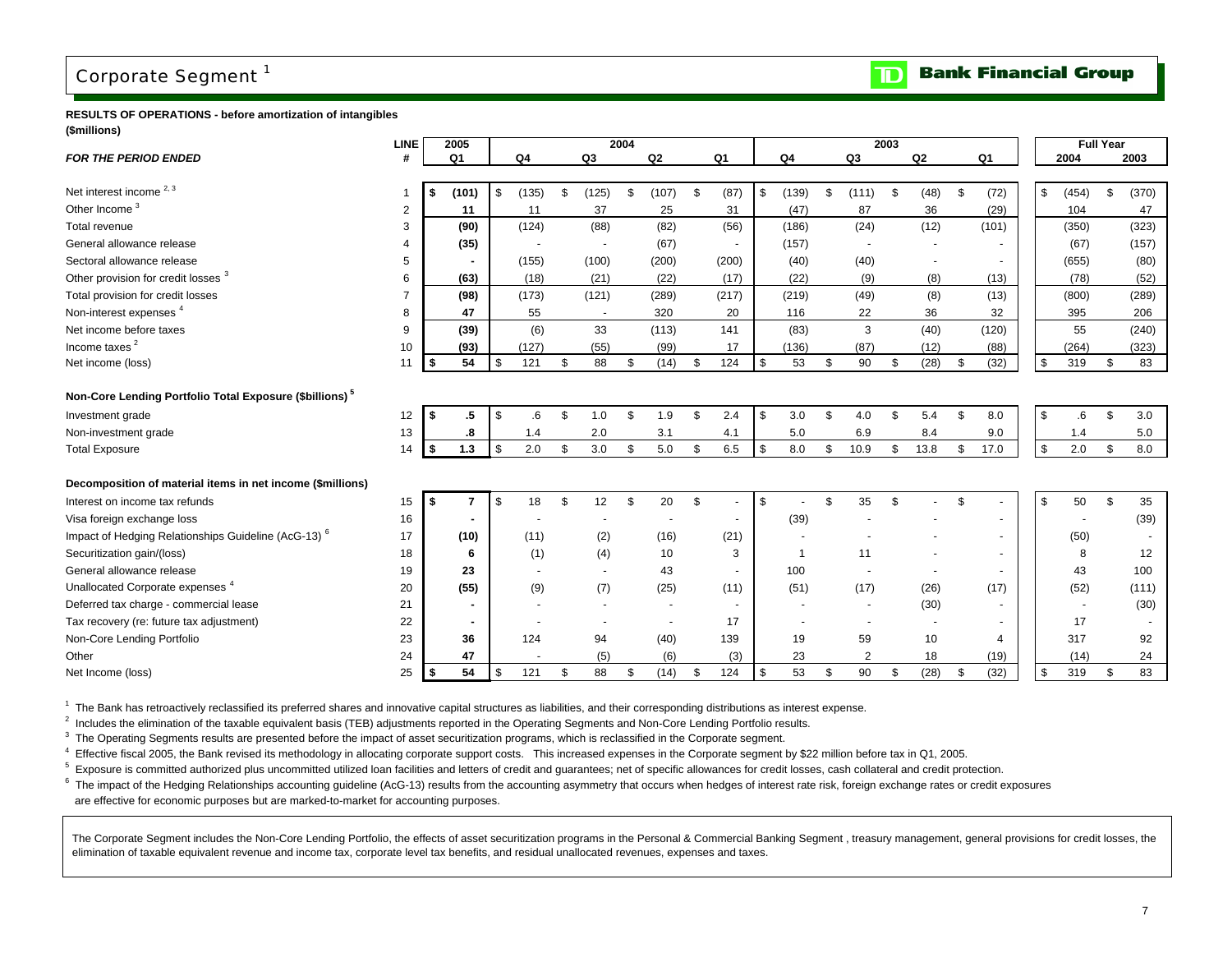# Corpor­ate Segment [1]

**RESULTS OF OPERATIONS - before amortization of intangibles**
**($millions)**

| *FOR THE PERIOD ENDED* | LINE # | 2005 Q1 | 2004 Q4 | 2004 Q3 | 2004 Q2 | 2004 Q1 | 2003 Q4 | 2003 Q3 | 2003 Q2 | 2003 Q1 | Full Year 2004 | Full Year 2003 |
|---|---|---|---|---|---|---|---|---|---|---|---|---|
| Net interest income [2, 3] | 1 | **$ (101)** | $ (135) | $ (125) | $ (107) | $ (87) | $ (139) | $ (111) | $ (48) | $ (72) | $ (454) | $ (370) |
| Other Income [3] | 2 | **11** | 11 | 37 | 25 | 31 | (47) | 87 | 36 | (29) | 104 | 47 |
| Total revenue | 3 | **(90)** | (124) | (88) | (82) | (56) | (186) | (24) | (12) | (101) | (350) | (323) |
| General allowance release | 4 | **(35)** | - | - | (67) | - | (157) | - | - | - | (67) | (157) |
| Sectoral allowance release | 5 | **-** | (155) | (100) | (200) | (200) | (40) | (40) | - | - | (655) | (80) |
| Other provision for credit losses [3] | 6 | **(63)** | (18) | (21) | (22) | (17) | (22) | (9) | (8) | (13) | (78) | (52) |
| Total provision for credit losses | 7 | **(98)** | (173) | (121) | (289) | (217) | (219) | (49) | (8) | (13) | (800) | (289) |
| Non-interest expenses [4] | 8 | **47** | 55 | - | 320 | 20 | 116 | 22 | 36 | 32 | 395 | 206 |
| Net income before taxes | 9 | **(39)** | (6) | 33 | (113) | 141 | (83) | 3 | (40) | (120) | 55 | (240) |
| Income taxes [2] | 10 | **(93)** | (127) | (55) | (99) | 17 | (136) | (87) | (12) | (88) | (264) | (323) |
| Net income (loss) | 11 | **$ 54** | $ 121 | $ 88 | $ (14) | $ 124 | $ 53 | $ 90 | $ (28) | $ (32) | $ 319 | $ 83 |
| **Non-Core Lending Portfolio Total Exposure ($billions) [5]** | | | | | | | | | | | | |
| Investment grade | 12 | **$ .5** | $ .6 | $ 1.0 | $ 1.9 | $ 2.4 | $ 3.0 | $ 4.0 | $ 5.4 | $ 8.0 | $ .6 | $ 3.0 |
| Non-investment grade | 13 | **.8** | 1.4 | 2.0 | 3.1 | 4.1 | 5.0 | 6.9 | 8.4 | 9.0 | 1.4 | 5.0 |
| Total Exposure | 14 | **$ 1.3** | $ 2.0 | $ 3.0 | $ 5.0 | $ 6.5 | $ 8.0 | $ 10.9 | $ 13.8 | $ 17.0 | $ 2.0 | $ 8.0 |
| **Decomposition of material items in net income ($millions)** | | | | | | | | | | | | |
| Interest on income tax refunds | 15 | **$ 7** | $ 18 | $ 12 | $ 20 | $ - | $ - | $ 35 | $ - | $ - | $ 50 | $ 35 |
| Visa foreign exchange loss | 16 | **-** | - | - | - | - | (39) | - | - | - | - | (39) |
| Impact of Hedging Relationships Guideline (AcG-13) [6] | 17 | **(10)** | (11) | (2) | (16) | (21) | - | - | - | - | (50) | - |
| Securitization gain/(loss) | 18 | **6** | (1) | (4) | 10 | 3 | 1 | 11 | - | - | 8 | 12 |
| General allowance release | 19 | **23** | - | - | 43 | - | 100 | - | - | - | 43 | 100 |
| Unallocated Corporate expenses [4] | 20 | **(55)** | (9) | (7) | (25) | (11) | (51) | (17) | (26) | (17) | (52) | (111) |
| Deferred tax charge - commercial lease | 21 | **-** | - | - | - | - | - | - | (30) | - | - | (30) |
| Tax recovery (re: future tax adjustment) | 22 | **-** | - | - | - | 17 | - | - | - | - | 17 | - |
| Non-Core Lending Portfolio | 23 | **36** | 124 | 94 | (40) | 139 | 19 | 59 | 10 | 4 | 317 | 92 |
| Other | 24 | **47** | - | (5) | (6) | (3) | 23 | 2 | 18 | (19) | (14) | 24 |
| Net Income (loss) | 25 | **$ 54** | $ 121 | $ 88 | $ (14) | $ 124 | $ 53 | $ 90 | $ (28) | $ (32) | $ 319 | $ 83 |

[1] The Bank has retroactively reclassified its preferred shares and innovative capital structures as liabilities, and their corresponding distributions as interest expense.
[2] Includes the elimination of the taxable equivalent basis (TEB) adjustments reported in the Operating Segments and Non-Core Lending Portfolio results.
[3] The Operating Segments results are presented before the impact of asset securitization programs, which is reclassified in the Corporate segment.
[4] Effective fiscal 2005, the Bank revised its methodology in allocating corporate support costs. This increased expenses in the Corporate segment by $22 million before tax in Q1, 2005.
[5] Exposure is committed authorized plus uncommitted utilized loan facilities and letters of credit and guarantees; net of specific allowances for credit losses, cash collateral and credit protection.
[6] The impact of the Hedging Relationships accounting guideline (AcG-13) results from the accounting asymmetry that occurs when hedges of interest rate risk, foreign exchange rates or credit exposures are effective for economic purposes but are marked-to-market for accounting purposes.

The Corporate Segment includes the Non-Core Lending Portfolio, the effects of asset securitization programs in the Personal & Commercial Banking Segment , treasury management, general provisions for credit losses, the elimination of taxable equivalent revenue and income tax, corporate level tax benefits, and residual unallocated revenues, expenses and taxes.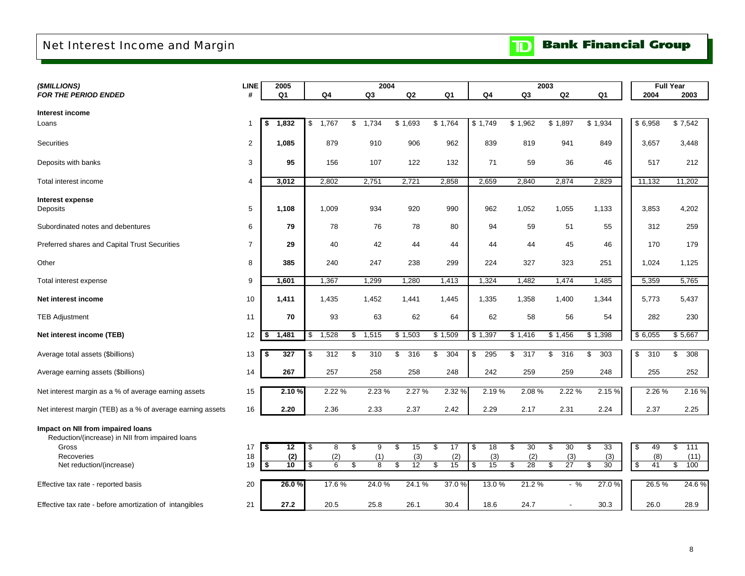# Net Interest Income and Margin

TD Bank Financial Group

| *($MILLIONS)* | LINE | 2005 | 2004 | | | | 2003 | | | | Full Year | |
|---|---|---|---|---|---|---|---|---|---|---|---|---|
| ***FOR THE PERIOD ENDED*** | **#** | **Q1** | **Q4** | **Q3** | **Q2** | **Q1** | **Q4** | **Q3** | **Q2** | **Q1** | **2004** | **2003** |
| **Interest income** | | | | | | | | | | | | |
| Loans | 1 | **$ 1,832** | $ 1,767 | $ 1,734 | $ 1,693 | $ 1,764 | $ 1,749 | $ 1,962 | $ 1,897 | $ 1,934 | $ 6,958 | $ 7,542 |
| Securities | 2 | **1,085** | 879 | 910 | 906 | 962 | 839 | 819 | 941 | 849 | 3,657 | 3,448 |
| Deposits with banks | 3 | **95** | 156 | 107 | 122 | 132 | 71 | 59 | 36 | 46 | 517 | 212 |
| Total interest income | 4 | **3,012** | 2,802 | 2,751 | 2,721 | 2,858 | 2,659 | 2,840 | 2,874 | 2,829 | 11,132 | 11,202 |
| **Interest expense** | | | | | | | | | | | | |
| Deposits | 5 | **1,108** | 1,009 | 934 | 920 | 990 | 962 | 1,052 | 1,055 | 1,133 | 3,853 | 4,202 |
| Subordinated notes and debentures | 6 | **79** | 78 | 76 | 78 | 80 | 94 | 59 | 51 | 55 | 312 | 259 |
| Preferred shares and Capital Trust Securities | 7 | **29** | 40 | 42 | 44 | 44 | 44 | 44 | 45 | 46 | 170 | 179 |
| Other | 8 | **385** | 240 | 247 | 238 | 299 | 224 | 327 | 323 | 251 | 1,024 | 1,125 |
| Total interest expense | 9 | **1,601** | 1,367 | 1,299 | 1,280 | 1,413 | 1,324 | 1,482 | 1,474 | 1,485 | 5,359 | 5,765 |
| **Net interest income** | 10 | **1,411** | 1,435 | 1,452 | 1,441 | 1,445 | 1,335 | 1,358 | 1,400 | 1,344 | 5,773 | 5,437 |
| TEB Adjustment | 11 | **70** | 93 | 63 | 62 | 64 | 62 | 58 | 56 | 54 | 282 | 230 |
| **Net interest income (TEB)** | 12 | **$ 1,481** | $ 1,528 | $ 1,515 | $ 1,503 | $ 1,509 | $ 1,397 | $ 1,416 | $ 1,456 | $ 1,398 | $ 6,055 | $ 5,667 |
| Average total assets ($billions) | 13 | **$ 327** | $ 312 | $ 310 | $ 316 | $ 304 | $ 295 | $ 317 | $ 316 | $ 303 | $ 310 | $ 308 |
| Average earning assets ($billions) | 14 | **267** | 257 | 258 | 258 | 248 | 242 | 259 | 259 | 248 | 255 | 252 |
| Net interest margin as a % of average earning assets | 15 | **2.10 %** | 2.22 % | 2.23 % | 2.27 % | 2.32 % | 2.19 % | 2.08 % | 2.22 % | 2.15 % | 2.26 % | 2.16 % |
| Net interest margin (TEB) as a % of average earning assets | 16 | **2.20** | 2.36 | 2.33 | 2.37 | 2.42 | 2.29 | 2.17 | 2.31 | 2.24 | 2.37 | 2.25 |
| **Impact on NII from impaired loans** | | | | | | | | | | | | |
| Reduction/(increase) in NII from impaired loans | | | | | | | | | | | | |
| Gross | 17 | **$ 12** | $ 8 | $ 9 | $ 15 | $ 17 | $ 18 | $ 30 | $ 30 | $ 33 | $ 49 | $ 111 |
| Recoveries | 18 | **(2)** | (2) | (1) | (3) | (2) | (3) | (2) | (3) | (3) | (8) | (11) |
| Net reduction/(increase) | 19 | **$ 10** | $ 6 | $ 8 | $ 12 | $ 15 | $ 15 | $ 28 | $ 27 | $ 30 | $ 41 | $ 100 |
| Effective tax rate - reported basis | 20 | **26.0 %** | 17.6 % | 24.0 % | 24.1 % | 37.0 % | 13.0 % | 21.2 % | - % | 27.0 % | 26.5 % | 24.6 % |
| Effective tax rate - before amortization of intangibles | 21 | **27.2** | 20.5 | 25.8 | 26.1 | 30.4 | 18.6 | 24.7 | - | 30.3 | 26.0 | 28.9 |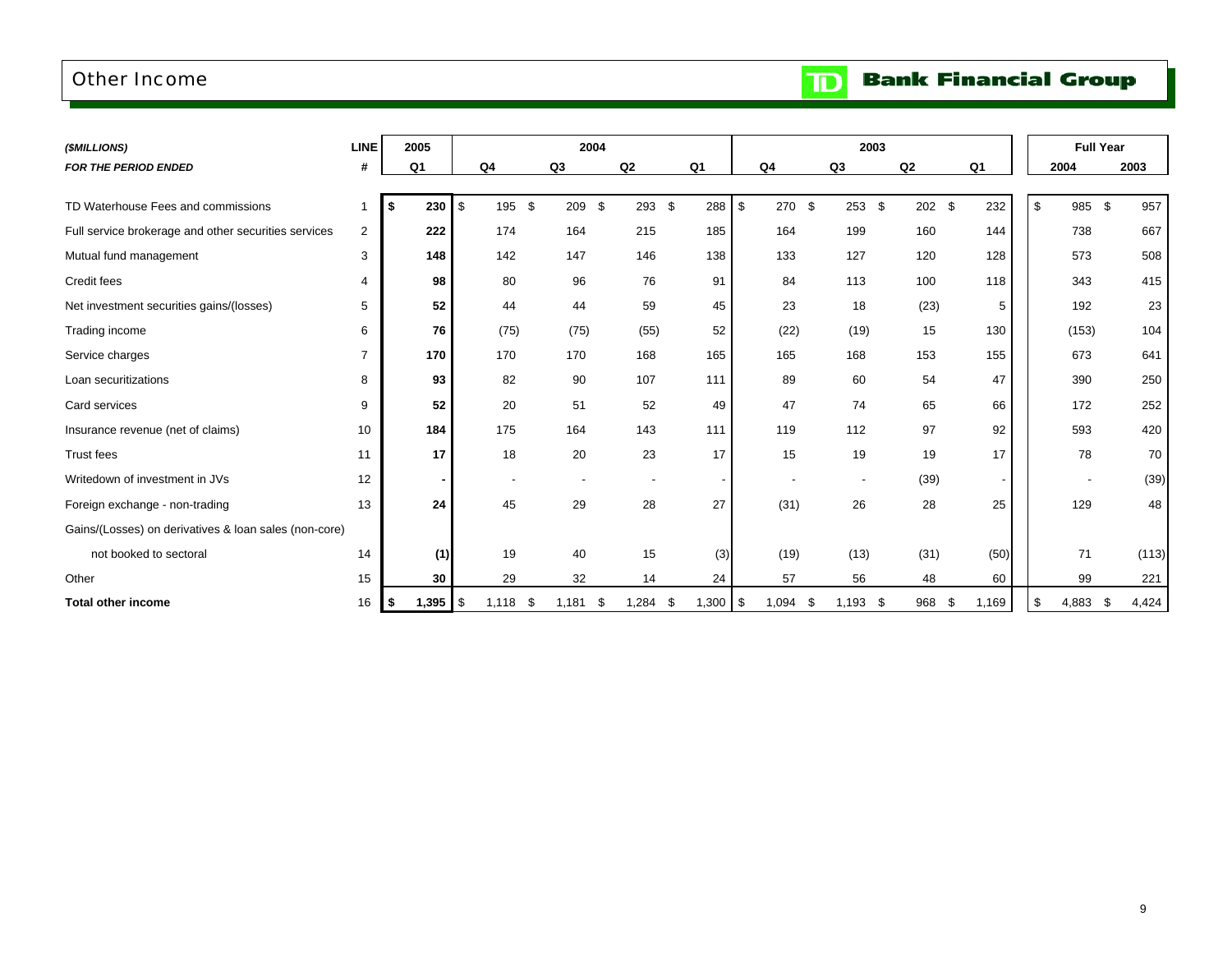# Other Income

**TD Bank Financial Group**

| *($MILLIONS)* | LINE | 2005 | 2004 | | | | 2003 | | | | Full Year | |
|---|---|---|---|---|---|---|---|---|---|---|---|---|
| *FOR THE PERIOD ENDED* | # | Q1 | Q4 | Q3 | Q2 | Q1 | Q4 | Q3 | Q2 | Q1 | 2004 | 2003 |
| TD Waterhouse Fees and commissions | 1 | **$ 230** | $ 195 | $ 209 | $ 293 | $ 288 | $ 270 | $ 253 | $ 202 | $ 232 | $ 985 | $ 957 |
| Full service brokerage and other securities services | 2 | **222** | 174 | 164 | 215 | 185 | 164 | 199 | 160 | 144 | 738 | 667 |
| Mutual fund management | 3 | **148** | 142 | 147 | 146 | 138 | 133 | 127 | 120 | 128 | 573 | 508 |
| Credit fees | 4 | **98** | 80 | 96 | 76 | 91 | 84 | 113 | 100 | 118 | 343 | 415 |
| Net investment securities gains/(losses) | 5 | **52** | 44 | 44 | 59 | 45 | 23 | 18 | (23) | 5 | 192 | 23 |
| Trading income | 6 | **76** | (75) | (75) | (55) | 52 | (22) | (19) | 15 | 130 | (153) | 104 |
| Service charges | 7 | **170** | 170 | 170 | 168 | 165 | 165 | 168 | 153 | 155 | 673 | 641 |
| Loan securitizations | 8 | **93** | 82 | 90 | 107 | 111 | 89 | 60 | 54 | 47 | 390 | 250 |
| Card services | 9 | **52** | 20 | 51 | 52 | 49 | 47 | 74 | 65 | 66 | 172 | 252 |
| Insurance revenue (net of claims) | 10 | **184** | 175 | 164 | 143 | 111 | 119 | 112 | 97 | 92 | 593 | 420 |
| Trust fees | 11 | **17** | 18 | 20 | 23 | 17 | 15 | 19 | 19 | 17 | 78 | 70 |
| Writedown of investment in JVs | 12 | **-** | - | - | - | - | - | - | (39) | - | - | (39) |
| Foreign exchange - non-trading | 13 | **24** | 45 | 29 | 28 | 27 | (31) | 26 | 28 | 25 | 129 | 48 |
| Gains/(Losses) on derivatives & loan sales (non-core) | | | | | | | | | | | | |
| not booked to sectoral | 14 | **(1)** | 19 | 40 | 15 | (3) | (19) | (13) | (31) | (50) | 71 | (113) |
| Other | 15 | **30** | 29 | 32 | 14 | 24 | 57 | 56 | 48 | 60 | 99 | 221 |
| **Total other income** | 16 | **$ 1,395** | $ 1,118 | $ 1,181 | $ 1,284 | $ 1,300 | $ 1,094 | $ 1,193 | $ 968 | $ 1,169 | $ 4,883 | $ 4,424 |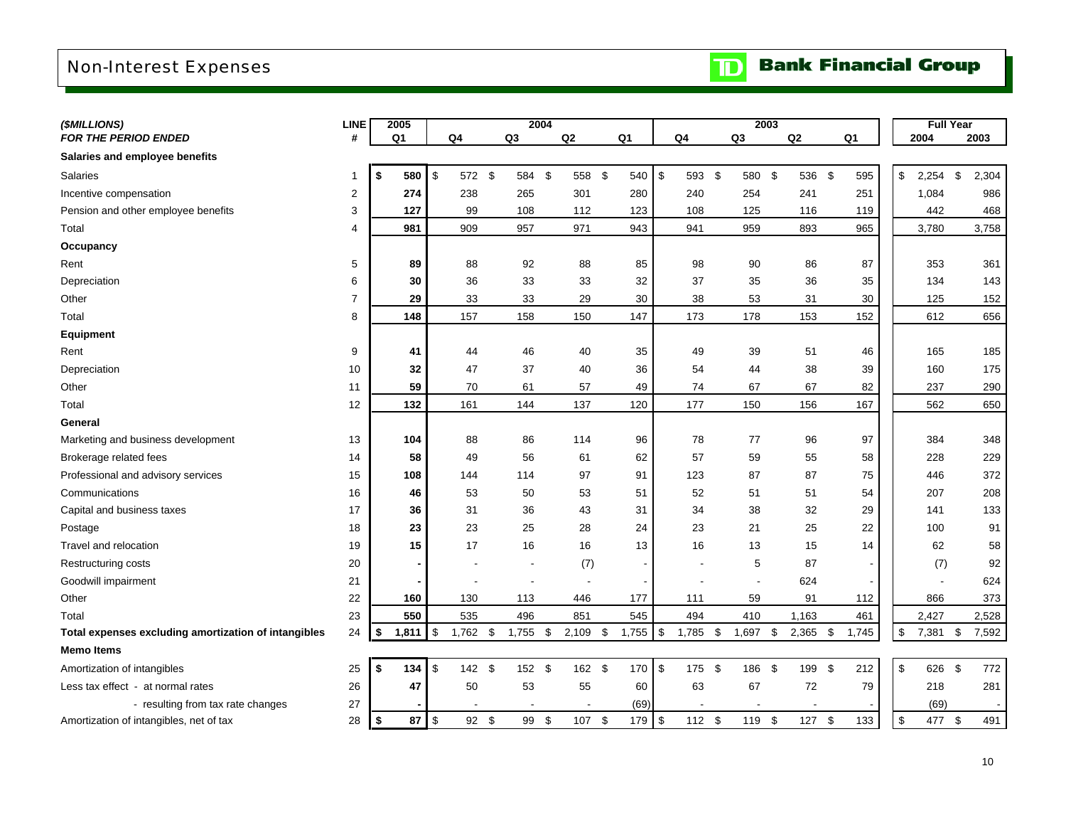# Non-Interest Expenses

**TD Bank Financial Group**

| *($MILLIONS)* | LINE | 2005 | 2004 | | | | 2003 | | | | Full Year | |
|---|---|---|---|---|---|---|---|---|---|---|---|---|
| ***FOR THE PERIOD ENDED*** | **#** | **Q1** | **Q4** | **Q3** | **Q2** | **Q1** | **Q4** | **Q3** | **Q2** | **Q1** | **2004** | **2003** |
| **Salaries and employee benefits** | | | | | | | | | | | | |
| Salaries | 1 | **$ 580** | $ 572 | $ 584 | $ 558 | $ 540 | $ 593 | $ 580 | $ 536 | $ 595 | $ 2,254 | $ 2,304 |
| Incentive compensation | 2 | **274** | 238 | 265 | 301 | 280 | 240 | 254 | 241 | 251 | 1,084 | 986 |
| Pension and other employee benefits | 3 | **127** | 99 | 108 | 112 | 123 | 108 | 125 | 116 | 119 | 442 | 468 |
| Total | 4 | **981** | 909 | 957 | 971 | 943 | 941 | 959 | 893 | 965 | 3,780 | 3,758 |
| **Occupancy** | | | | | | | | | | | | |
| Rent | 5 | **89** | 88 | 92 | 88 | 85 | 98 | 90 | 86 | 87 | 353 | 361 |
| Depreciation | 6 | **30** | 36 | 33 | 33 | 32 | 37 | 35 | 36 | 35 | 134 | 143 |
| Other | 7 | **29** | 33 | 33 | 29 | 30 | 38 | 53 | 31 | 30 | 125 | 152 |
| Total | 8 | **148** | 157 | 158 | 150 | 147 | 173 | 178 | 153 | 152 | 612 | 656 |
| **Equipment** | | | | | | | | | | | | |
| Rent | 9 | **41** | 44 | 46 | 40 | 35 | 49 | 39 | 51 | 46 | 165 | 185 |
| Depreciation | 10 | **32** | 47 | 37 | 40 | 36 | 54 | 44 | 38 | 39 | 160 | 175 |
| Other | 11 | **59** | 70 | 61 | 57 | 49 | 74 | 67 | 67 | 82 | 237 | 290 |
| Total | 12 | **132** | 161 | 144 | 137 | 120 | 177 | 150 | 156 | 167 | 562 | 650 |
| **General** | | | | | | | | | | | | |
| Marketing and business development | 13 | **104** | 88 | 86 | 114 | 96 | 78 | 77 | 96 | 97 | 384 | 348 |
| Brokerage related fees | 14 | **58** | 49 | 56 | 61 | 62 | 57 | 59 | 55 | 58 | 228 | 229 |
| Professional and advisory services | 15 | **108** | 144 | 114 | 97 | 91 | 123 | 87 | 87 | 75 | 446 | 372 |
| Communications | 16 | **46** | 53 | 50 | 53 | 51 | 52 | 51 | 51 | 54 | 207 | 208 |
| Capital and business taxes | 17 | **36** | 31 | 36 | 43 | 31 | 34 | 38 | 32 | 29 | 141 | 133 |
| Postage | 18 | **23** | 23 | 25 | 28 | 24 | 23 | 21 | 25 | 22 | 100 | 91 |
| Travel and relocation | 19 | **15** | 17 | 16 | 16 | 13 | 16 | 13 | 15 | 14 | 62 | 58 |
| Restructuring costs | 20 | **-** | - | - | (7) | - | - | 5 | 87 | - | (7) | 92 |
| Goodwill impairment | 21 | **-** | - | - | - | - | - | - | 624 | - | - | 624 |
| Other | 22 | **160** | 130 | 113 | 446 | 177 | 111 | 59 | 91 | 112 | 866 | 373 |
| Total | 23 | **550** | 535 | 496 | 851 | 545 | 494 | 410 | 1,163 | 461 | 2,427 | 2,528 |
| **Total expenses excluding amortization of intangibles** | 24 | **$ 1,811** | $ 1,762 | $ 1,755 | $ 2,109 | $ 1,755 | $ 1,785 | $ 1,697 | $ 2,365 | $ 1,745 | $ 7,381 | $ 7,592 |
| **Memo Items** | | | | | | | | | | | | |
| Amortization of intangibles | 25 | **$ 134** | $ 142 | $ 152 | $ 162 | $ 170 | $ 175 | $ 186 | $ 199 | $ 212 | $ 626 | $ 772 |
| Less tax effect - at normal rates | 26 | **47** | 50 | 53 | 55 | 60 | 63 | 67 | 72 | 79 | 218 | 281 |
| - resulting from tax rate changes | 27 | **-** | - | - | - | (69) | - | - | - | - | (69) | - |
| Amortization of intangibles, net of tax | 28 | **$ 87** | $ 92 | $ 99 | $ 107 | $ 179 | $ 112 | $ 119 | $ 127 | $ 133 | $ 477 | $ 491 |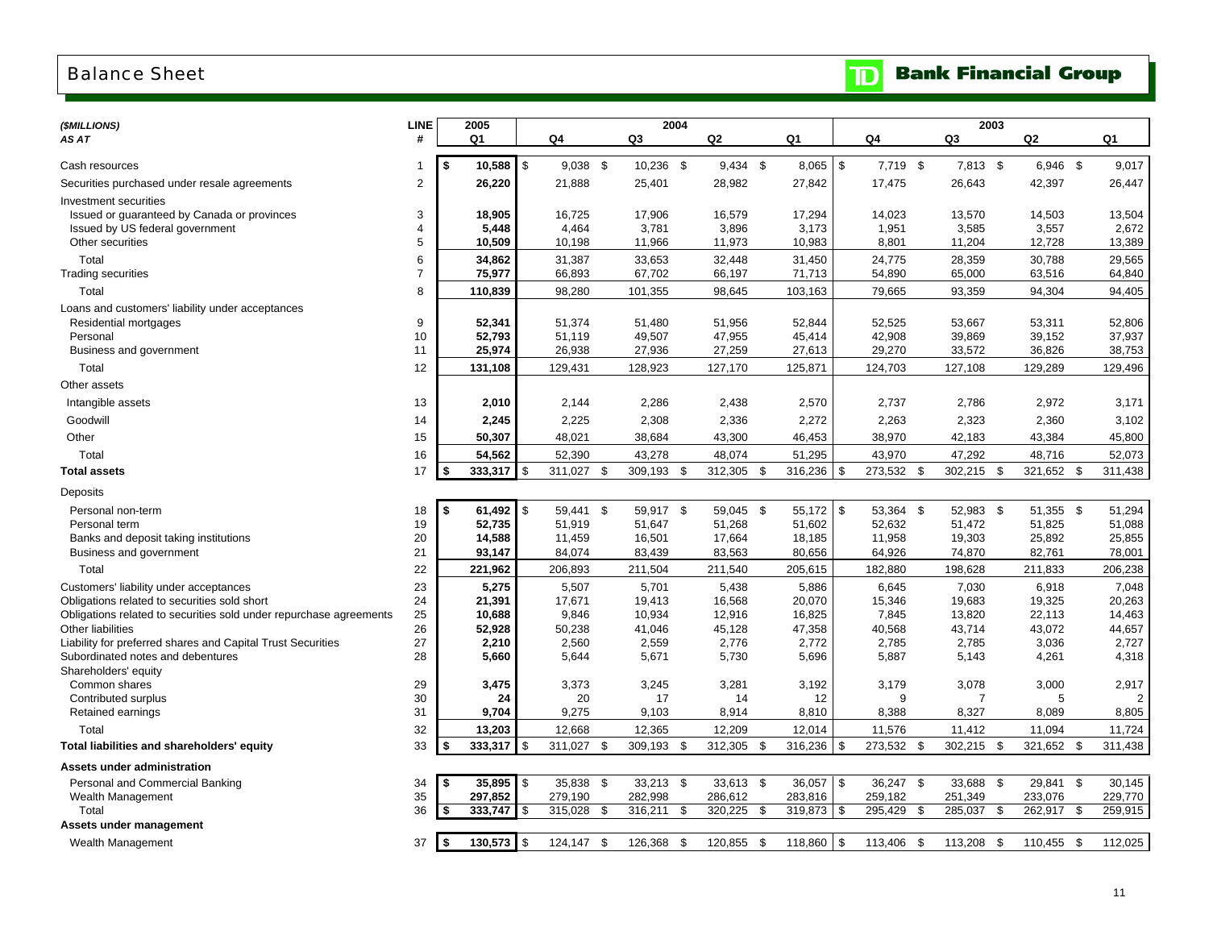# Balance Sheet

**TD Bank Financial Group**

| *($MILLIONS)* *AS AT* | LINE # | 2005 Q1 | 2004 Q4 | 2004 Q3 | 2004 Q2 | 2004 Q1 | 2003 Q4 | 2003 Q3 | 2003 Q2 | 2003 Q1 |
|---|---|---|---|---|---|---|---|---|---|---|
| Cash resources | 1 | **$ 10,588** | $ 9,038 | $ 10,236 | $ 9,434 | $ 8,065 | $ 7,719 | $ 7,813 | $ 6,946 | $ 9,017 |
| Securities purchased under resale agreements | 2 | **26,220** | 21,888 | 25,401 | 28,982 | 27,842 | 17,475 | 26,643 | 42,397 | 26,447 |
| Investment securities | | | | | | | | | | |
| Issued or guaranteed by Canada or provinces | 3 | **18,905** | 16,725 | 17,906 | 16,579 | 17,294 | 14,023 | 13,570 | 14,503 | 13,504 |
| Issued by US federal government | 4 | **5,448** | 4,464 | 3,781 | 3,896 | 3,173 | 1,951 | 3,585 | 3,557 | 2,672 |
| Other securities | 5 | **10,509** | 10,198 | 11,966 | 11,973 | 10,983 | 8,801 | 11,204 | 12,728 | 13,389 |
| Total | 6 | **34,862** | 31,387 | 33,653 | 32,448 | 31,450 | 24,775 | 28,359 | 30,788 | 29,565 |
| Trading securities | 7 | **75,977** | 66,893 | 67,702 | 66,197 | 71,713 | 54,890 | 65,000 | 63,516 | 64,840 |
| Total | 8 | **110,839** | 98,280 | 101,355 | 98,645 | 103,163 | 79,665 | 93,359 | 94,304 | 94,405 |
| Loans and customers' liability under acceptances | | | | | | | | | | |
| Residential mortgages | 9 | **52,341** | 51,374 | 51,480 | 51,956 | 52,844 | 52,525 | 53,667 | 53,311 | 52,806 |
| Personal | 10 | **52,793** | 51,119 | 49,507 | 47,955 | 45,414 | 42,908 | 39,869 | 39,152 | 37,937 |
| Business and government | 11 | **25,974** | 26,938 | 27,936 | 27,259 | 27,613 | 29,270 | 33,572 | 36,826 | 38,753 |
| Total | 12 | **131,108** | 129,431 | 128,923 | 127,170 | 125,871 | 124,703 | 127,108 | 129,289 | 129,496 |
| Other assets | | | | | | | | | | |
| Intangible assets | 13 | **2,010** | 2,144 | 2,286 | 2,438 | 2,570 | 2,737 | 2,786 | 2,972 | 3,171 |
| Goodwill | 14 | **2,245** | 2,225 | 2,308 | 2,336 | 2,272 | 2,263 | 2,323 | 2,360 | 3,102 |
| Other | 15 | **50,307** | 48,021 | 38,684 | 43,300 | 46,453 | 38,970 | 42,183 | 43,384 | 45,800 |
| Total | 16 | **54,562** | 52,390 | 43,278 | 48,074 | 51,295 | 43,970 | 47,292 | 48,716 | 52,073 |
| **Total assets** | 17 | **$ 333,317** | $ 311,027 | $ 309,193 | $ 312,305 | $ 316,236 | $ 273,532 | $ 302,215 | $ 321,652 | $ 311,438 |
| Deposits | | | | | | | | | | |
| Personal non-term | 18 | **$ 61,492** | $ 59,441 | $ 59,917 | $ 59,045 | $ 55,172 | $ 53,364 | $ 52,983 | $ 51,355 | $ 51,294 |
| Personal term | 19 | **52,735** | 51,919 | 51,647 | 51,268 | 51,602 | 52,632 | 51,472 | 51,825 | 51,088 |
| Banks and deposit taking institutions | 20 | **14,588** | 11,459 | 16,501 | 17,664 | 18,185 | 11,958 | 19,303 | 25,892 | 25,855 |
| Business and government | 21 | **93,147** | 84,074 | 83,439 | 83,563 | 80,656 | 64,926 | 74,870 | 82,761 | 78,001 |
| Total | 22 | **221,962** | 206,893 | 211,504 | 211,540 | 205,615 | 182,880 | 198,628 | 211,833 | 206,238 |
| Customers' liability under acceptances | 23 | **5,275** | 5,507 | 5,701 | 5,438 | 5,886 | 6,645 | 7,030 | 6,918 | 7,048 |
| Obligations related to securities sold short | 24 | **21,391** | 17,671 | 19,413 | 16,568 | 20,070 | 15,346 | 19,683 | 19,325 | 20,263 |
| Obligations related to securities sold under repurchase agreements | 25 | **10,688** | 9,846 | 10,934 | 12,916 | 16,825 | 7,845 | 13,820 | 22,113 | 14,463 |
| Other liabilities | 26 | **52,928** | 50,238 | 41,046 | 45,128 | 47,358 | 40,568 | 43,714 | 43,072 | 44,657 |
| Liability for preferred shares and Capital Trust Securities | 27 | **2,210** | 2,560 | 2,559 | 2,776 | 2,772 | 2,785 | 2,785 | 3,036 | 2,727 |
| Subordinated notes and debentures | 28 | **5,660** | 5,644 | 5,671 | 5,730 | 5,696 | 5,887 | 5,143 | 4,261 | 4,318 |
| Shareholders' equity | | | | | | | | | | |
| Common shares | 29 | **3,475** | 3,373 | 3,245 | 3,281 | 3,192 | 3,179 | 3,078 | 3,000 | 2,917 |
| Contributed surplus | 30 | **24** | 20 | 17 | 14 | 12 | 9 | 7 | 5 | 2 |
| Retained earnings | 31 | **9,704** | 9,275 | 9,103 | 8,914 | 8,810 | 8,388 | 8,327 | 8,089 | 8,805 |
| Total | 32 | **13,203** | 12,668 | 12,365 | 12,209 | 12,014 | 11,576 | 11,412 | 11,094 | 11,724 |
| **Total liabilities and shareholders' equity** | 33 | **$ 333,317** | $ 311,027 | $ 309,193 | $ 312,305 | $ 316,236 | $ 273,532 | $ 302,215 | $ 321,652 | $ 311,438 |
| **Assets under administration** | | | | | | | | | | |
| Personal and Commercial Banking | 34 | **$ 35,895** | $ 35,838 | $ 33,213 | $ 33,613 | $ 36,057 | $ 36,247 | $ 33,688 | $ 29,841 | $ 30,145 |
| Wealth Management | 35 | **297,852** | 279,190 | 282,998 | 286,612 | 283,816 | 259,182 | 251,349 | 233,076 | 229,770 |
| Total | 36 | **$ 333,747** | $ 315,028 | $ 316,211 | $ 320,225 | $ 319,873 | $ 295,429 | $ 285,037 | $ 262,917 | $ 259,915 |
| **Assets under management** | | | | | | | | | | |
| Wealth Management | 37 | **$ 130,573** | $ 124,147 | $ 126,368 | $ 120,855 | $ 118,860 | $ 113,406 | $ 113,208 | $ 110,455 | $ 112,025 |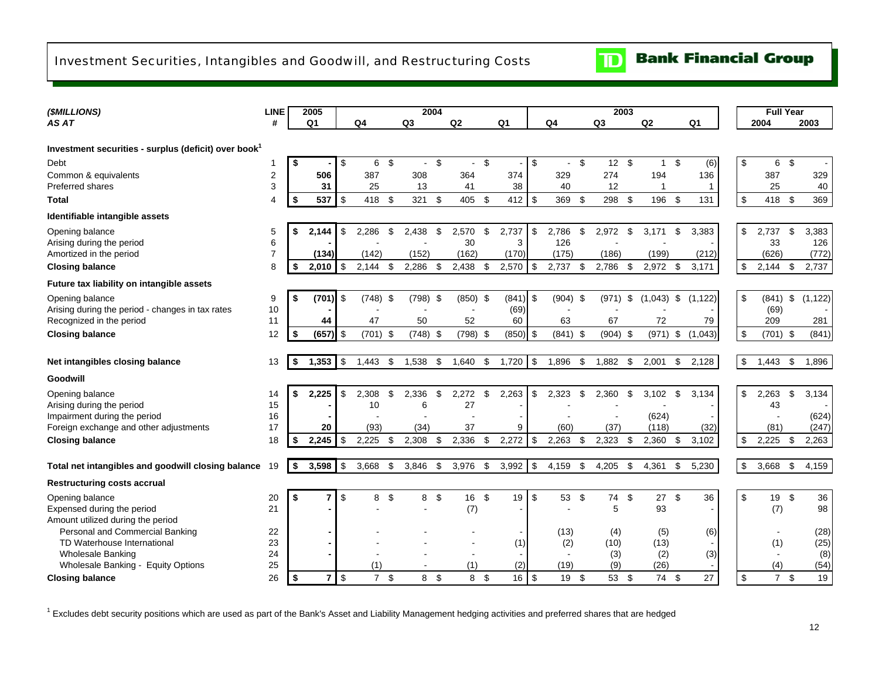# Investment Securities, Intangibles and Goodwill, and Restructuring Costs

TD Bank Financial Group

| ($MILLIONS) AS AT | LINE # | 2005 Q1 | 2004 Q4 | 2004 Q3 | 2004 Q2 | 2004 Q1 | 2003 Q4 | 2003 Q3 | 2003 Q2 | 2003 Q1 | Full Year 2004 | Full Year 2003 |
|---|---|---|---|---|---|---|---|---|---|---|---|---|
| **Investment securities - surplus (deficit) over book[1]** | | | | | | | | | | | | |
| Debt | 1 | $ - | $ 6 | $ - | $ - | $ - | $ - | $ 12 | $ 1 | $ (6) | $ 6 | $ - |
| Common & equivalents | 2 | 506 | 387 | 308 | 364 | 374 | 329 | 274 | 194 | 136 | 387 | 329 |
| Preferred shares | 3 | 31 | 25 | 13 | 41 | 38 | 40 | 12 | 1 | 1 | 25 | 40 |
| **Total** | 4 | $ 537 | $ 418 | $ 321 | $ 405 | $ 412 | $ 369 | $ 298 | $ 196 | $ 131 | $ 418 | $ 369 |
| **Identifiable intangible assets** | | | | | | | | | | | | |
| Opening balance | 5 | $ 2,144 | $ 2,286 | $ 2,438 | $ 2,570 | $ 2,737 | $ 2,786 | $ 2,972 | $ 3,171 | $ 3,383 | $ 2,737 | $ 3,383 |
| Arising during the period | 6 | - | - | - | 30 | 3 | 126 | - | - | - | 33 | 126 |
| Amortized in the period | 7 | (134) | (142) | (152) | (162) | (170) | (175) | (186) | (199) | (212) | (626) | (772) |
| **Closing balance** | 8 | $ 2,010 | $ 2,144 | $ 2,286 | $ 2,438 | $ 2,570 | $ 2,737 | $ 2,786 | $ 2,972 | $ 3,171 | $ 2,144 | $ 2,737 |
| **Future tax liability on intangible assets** | | | | | | | | | | | | |
| Opening balance | 9 | $ (701) | $ (748) | $ (798) | $ (850) | $ (841) | $ (904) | $ (971) | $ (1,043) | $ (1,122) | $ (841) | $ (1,122) |
| Arising during the period - changes in tax rates | 10 | - | - | - | - | (69) | - | - | - | - | (69) | - |
| Recognized in the period | 11 | 44 | 47 | 50 | 52 | 60 | 63 | 67 | 72 | 79 | 209 | 281 |
| **Closing balance** | 12 | $ (657) | $ (701) | $ (748) | $ (798) | $ (850) | $ (841) | $ (904) | $ (971) | $ (1,043) | $ (701) | $ (841) |
| **Net intangibles closing balance** | 13 | $ 1,353 | $ 1,443 | $ 1,538 | $ 1,640 | $ 1,720 | $ 1,896 | $ 1,882 | $ 2,001 | $ 2,128 | $ 1,443 | $ 1,896 |
| **Goodwill** | | | | | | | | | | | | |
| Opening balance | 14 | $ 2,225 | $ 2,308 | $ 2,336 | $ 2,272 | $ 2,263 | $ 2,323 | $ 2,360 | $ 3,102 | $ 3,134 | $ 2,263 | $ 3,134 |
| Arising during the period | 15 | - | 10 | 6 | 27 | - | - | - | - | - | 43 | - |
| Impairment during the period | 16 | - | - | - | - | - | - | - | (624) | - | - | (624) |
| Foreign exchange and other adjustments | 17 | 20 | (93) | (34) | 37 | 9 | (60) | (37) | (118) | (32) | (81) | (247) |
| **Closing balance** | 18 | $ 2,245 | $ 2,225 | $ 2,308 | $ 2,336 | $ 2,272 | $ 2,263 | $ 2,323 | $ 2,360 | $ 3,102 | $ 2,225 | $ 2,263 |
| **Total net intangibles and goodwill closing balance** | 19 | $ 3,598 | $ 3,668 | $ 3,846 | $ 3,976 | $ 3,992 | $ 4,159 | $ 4,205 | $ 4,361 | $ 5,230 | $ 3,668 | $ 4,159 |
| **Restructuring costs accrual** | | | | | | | | | | | | |
| Opening balance | 20 | $ 7 | $ 8 | $ 8 | $ 16 | $ 19 | $ 53 | $ 74 | $ 27 | $ 36 | $ 19 | $ 36 |
| Expensed during the period | 21 | - | - | - | (7) | - | - | 5 | 93 | - | (7) | 98 |
| Amount utilized during the period | | | | | | | | | | | | |
| Personal and Commercial Banking | 22 | - | - | - | - | - | (13) | (4) | (5) | (6) | - | (28) |
| TD Waterhouse International | 23 | - | - | - | - | (1) | (2) | (10) | (13) | - | (1) | (25) |
| Wholesale Banking | 24 | - | - | - | - | - | - | (3) | (2) | (3) | - | (8) |
| Wholesale Banking - Equity Options | 25 | | (1) | - | (1) | (2) | (19) | (9) | (26) | - | (4) | (54) |
| **Closing balance** | 26 | $ 7 | $ 7 | $ 8 | $ 8 | $ 16 | $ 19 | $ 53 | $ 74 | $ 27 | $ 7 | $ 19 |

[1] Excludes debt security positions which are used as part of the Bank's Asset and Liability Management hedging activities and preferred shares that are hedged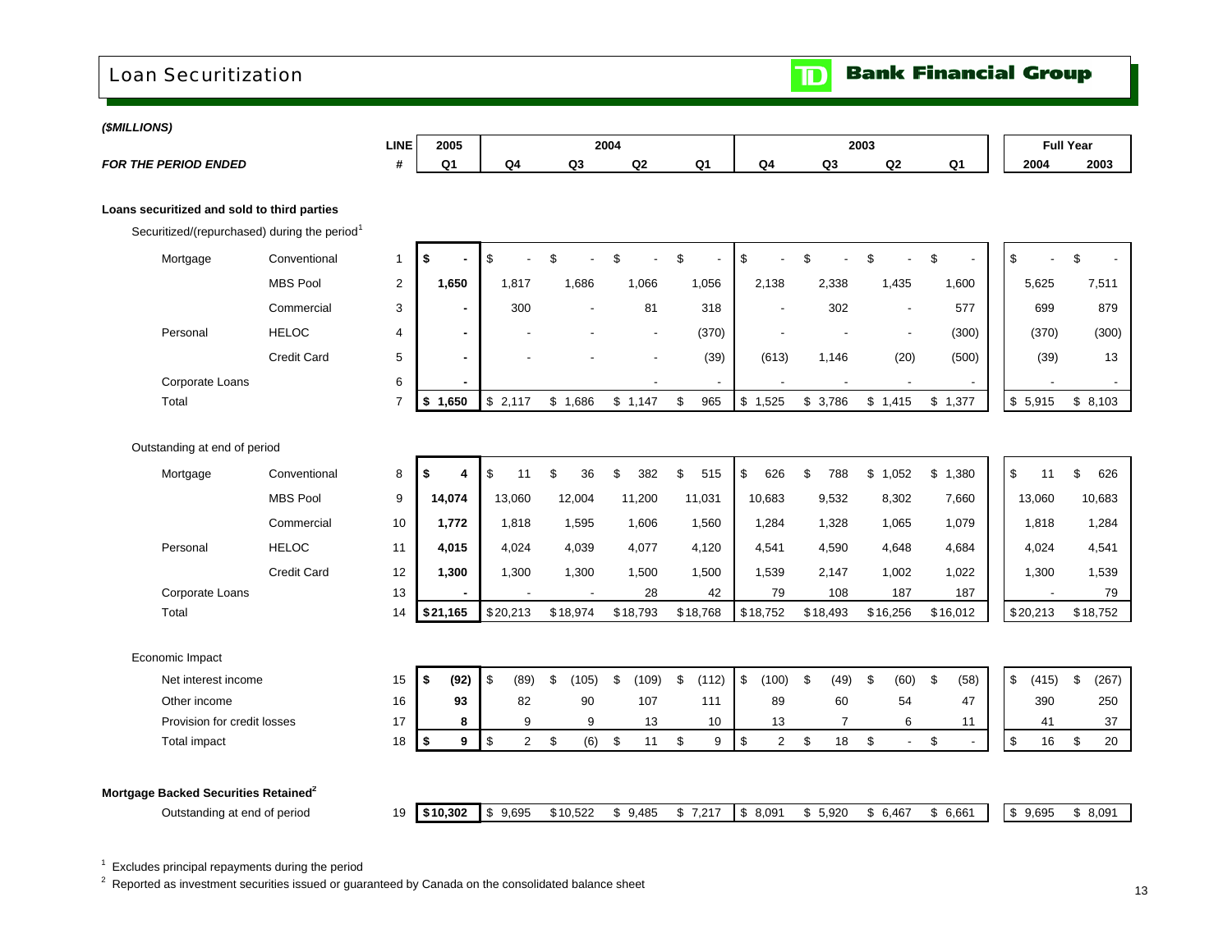# Loan Securitization

**TD Bank Financial Group**

***($MILLIONS)***

| ***FOR THE PERIOD ENDED*** | | **LINE #** | **2005 Q1** | **2004 Q4** | **2004 Q3** | **2004 Q2** | **2004 Q1** | **2003 Q4** | **2003 Q3** | **2003 Q2** | **2003 Q1** | **Full Year 2004** | **Full Year 2003** |
|---|---|---|---|---|---|---|---|---|---|---|---|---|---|
| **Loans securitized and sold to third parties** | | | | | | | | | | | | | |
| Securitized/(repurchased) during the period[1] | | | | | | | | | | | | | |
| Mortgage | Conventional | 1 | **$ -** | $ - | $ - | $ - | $ - | $ - | $ - | $ - | $ - | $ - | $ - |
| | MBS Pool | 2 | **1,650** | 1,817 | 1,686 | 1,066 | 1,056 | 2,138 | 2,338 | 1,435 | 1,600 | 5,625 | 7,511 |
| | Commercial | 3 | **-** | 300 | - | 81 | 318 | - | 302 | - | 577 | 699 | 879 |
| Personal | HELOC | 4 | **-** | - | - | - | (370) | - | - | - | (300) | (370) | (300) |
| | Credit Card | 5 | **-** | - | - | - | (39) | (613) | 1,146 | (20) | (500) | (39) | 13 |
| Corporate Loans | | 6 | **-** | | | - | - | - | - | - | - | - | - |
| Total | | 7 | **$ 1,650** | $ 2,117 | $ 1,686 | $ 1,147 | $ 965 | $ 1,525 | $ 3,786 | $ 1,415 | $ 1,377 | $ 5,915 | $ 8,103 |
| Outstanding at end of period | | | | | | | | | | | | | |
| Mortgage | Conventional | 8 | **$ 4** | $ 11 | $ 36 | $ 382 | $ 515 | $ 626 | $ 788 | $ 1,052 | $ 1,380 | $ 11 | $ 626 |
| | MBS Pool | 9 | **14,074** | 13,060 | 12,004 | 11,200 | 11,031 | 10,683 | 9,532 | 8,302 | 7,660 | 13,060 | 10,683 |
| | Commercial | 10 | **1,772** | 1,818 | 1,595 | 1,606 | 1,560 | 1,284 | 1,328 | 1,065 | 1,079 | 1,818 | 1,284 |
| Personal | HELOC | 11 | **4,015** | 4,024 | 4,039 | 4,077 | 4,120 | 4,541 | 4,590 | 4,648 | 4,684 | 4,024 | 4,541 |
| | Credit Card | 12 | **1,300** | 1,300 | 1,300 | 1,500 | 1,500 | 1,539 | 2,147 | 1,002 | 1,022 | 1,300 | 1,539 |
| Corporate Loans | | 13 | **-** | - | - | 28 | 42 | 79 | 108 | 187 | 187 | - | 79 |
| Total | | 14 | **$21,165** | $20,213 | $18,974 | $18,793 | $18,768 | $18,752 | $18,493 | $16,256 | $16,012 | $20,213 | $18,752 |
| Economic Impact | | | | | | | | | | | | | |
| Net interest income | | 15 | **$ (92)** | $ (89) | $ (105) | $ (109) | $ (112) | $ (100) | $ (49) | $ (60) | $ (58) | $ (415) | $ (267) |
| Other income | | 16 | **93** | 82 | 90 | 107 | 111 | 89 | 60 | 54 | 47 | 390 | 250 |
| Provision for credit losses | | 17 | **8** | 9 | 9 | 13 | 10 | 13 | 7 | 6 | 11 | 41 | 37 |
| Total impact | | 18 | **$ 9** | $ 2 | $ (6) | $ 11 | $ 9 | $ 2 | $ 18 | $ - | $ - | $ 16 | $ 20 |
| **Mortgage Backed Securities Retained[2]** | | | | | | | | | | | | | |
| Outstanding at end of period | | 19 | **$10,302** | $ 9,695 | $10,522 | $ 9,485 | $ 7,217 | $ 8,091 | $ 5,920 | $ 6,467 | $ 6,661 | $ 9,695 | $ 8,091 |

[1] Excludes principal repayments during the period

[2] Reported as investment securities issued or guaranteed by Canada on the consolidated balance sheet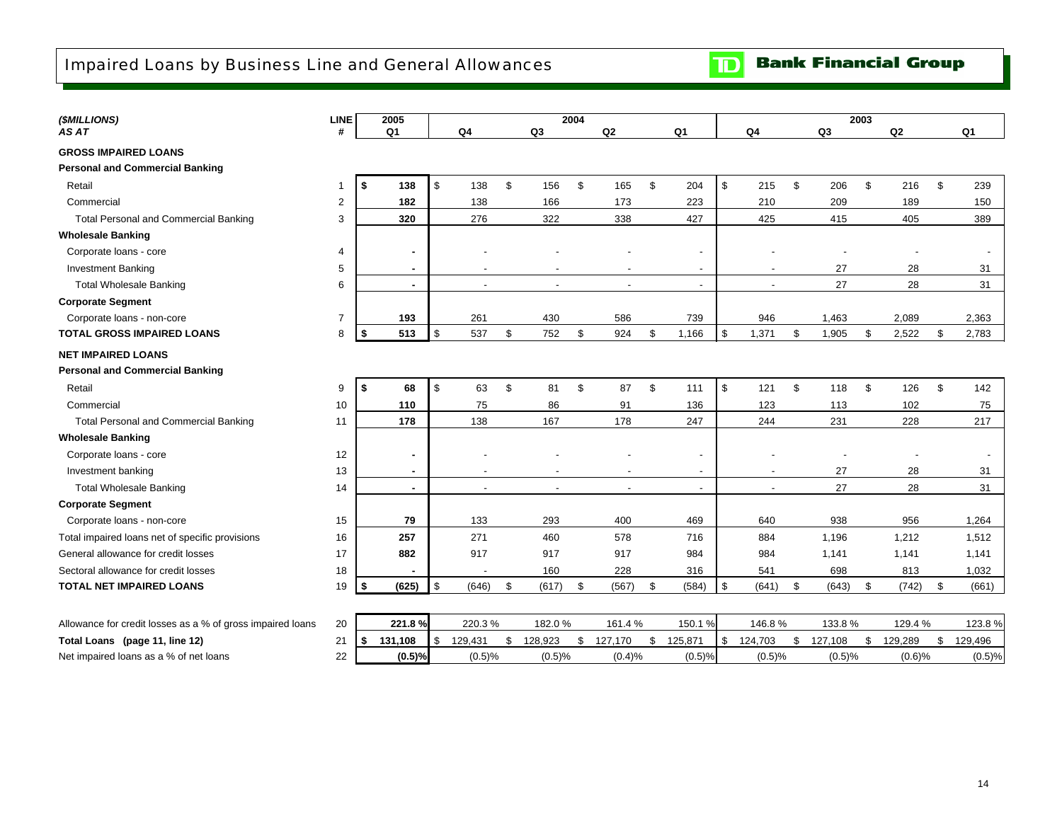# Impaired Loans by Business Line and General Allowances

**TD Bank Financial Group**

| ($MILLIONS) AS AT | LINE # | 2005 Q1 | 2004 Q4 | 2004 Q3 | 2004 Q2 | 2004 Q1 | 2003 Q4 | 2003 Q3 | 2003 Q2 | 2003 Q1 |
|---|---|---|---|---|---|---|---|---|---|---|
| **GROSS IMPAIRED LOANS** | | | | | | | | | | |
| **Personal and Commercial Banking** | | | | | | | | | | |
| Retail | 1 | **$ 138** | $ 138 | $ 156 | $ 165 | $ 204 | $ 215 | $ 206 | $ 216 | $ 239 |
| Commercial | 2 | **182** | 138 | 166 | 173 | 223 | 210 | 209 | 189 | 150 |
| Total Personal and Commercial Banking | 3 | **320** | 276 | 322 | 338 | 427 | 425 | 415 | 405 | 389 |
| **Wholesale Banking** | | | | | | | | | | |
| Corporate loans - core | 4 | **-** | - | - | - | - | - | - | - | - |
| Investment Banking | 5 | **-** | - | - | - | - | - | 27 | 28 | 31 |
| Total Wholesale Banking | 6 | **-** | - | - | - | - | - | 27 | 28 | 31 |
| **Corporate Segment** | | | | | | | | | | |
| Corporate loans - non-core | 7 | **193** | 261 | 430 | 586 | 739 | 946 | 1,463 | 2,089 | 2,363 |
| **TOTAL GROSS IMPAIRED LOANS** | 8 | **$ 513** | $ 537 | $ 752 | $ 924 | $ 1,166 | $ 1,371 | $ 1,905 | $ 2,522 | $ 2,783 |
| **NET IMPAIRED LOANS** | | | | | | | | | | |
| **Personal and Commercial Banking** | | | | | | | | | | |
| Retail | 9 | **$ 68** | $ 63 | $ 81 | $ 87 | $ 111 | $ 121 | $ 118 | $ 126 | $ 142 |
| Commercial | 10 | **110** | 75 | 86 | 91 | 136 | 123 | 113 | 102 | 75 |
| Total Personal and Commercial Banking | 11 | **178** | 138 | 167 | 178 | 247 | 244 | 231 | 228 | 217 |
| **Wholesale Banking** | | | | | | | | | | |
| Corporate loans - core | 12 | **-** | - | - | - | - | - | - | - | - |
| Investment banking | 13 | **-** | - | - | - | - | - | 27 | 28 | 31 |
| Total Wholesale Banking | 14 | **-** | - | - | - | - | - | 27 | 28 | 31 |
| **Corporate Segment** | | | | | | | | | | |
| Corporate loans - non-core | 15 | **79** | 133 | 293 | 400 | 469 | 640 | 938 | 956 | 1,264 |
| Total impaired loans net of specific provisions | 16 | **257** | 271 | 460 | 578 | 716 | 884 | 1,196 | 1,212 | 1,512 |
| General allowance for credit losses | 17 | **882** | 917 | 917 | 917 | 984 | 984 | 1,141 | 1,141 | 1,141 |
| Sectoral allowance for credit losses | 18 | **-** | - | 160 | 228 | 316 | 541 | 698 | 813 | 1,032 |
| **TOTAL NET IMPAIRED LOANS** | 19 | **$ (625)** | $ (646) | $ (617) | $ (567) | $ (584) | $ (641) | $ (643) | $ (742) | $ (661) |
| Allowance for credit losses as a % of gross impaired loans | 20 | **221.8 %** | 220.3 % | 182.0 % | 161.4 % | 150.1 % | 146.8 % | 133.8 % | 129.4 % | 123.8 % |
| **Total Loans (page 11, line 12)** | 21 | **$ 131,108** | $ 129,431 | $ 128,923 | $ 127,170 | $ 125,871 | $ 124,703 | $ 127,108 | $ 129,289 | $ 129,496 |
| Net impaired loans as a % of net loans | 22 | **(0.5)%** | (0.5)% | (0.5)% | (0.4)% | (0.5)% | (0.5)% | (0.5)% | (0.6)% | (0.5)% |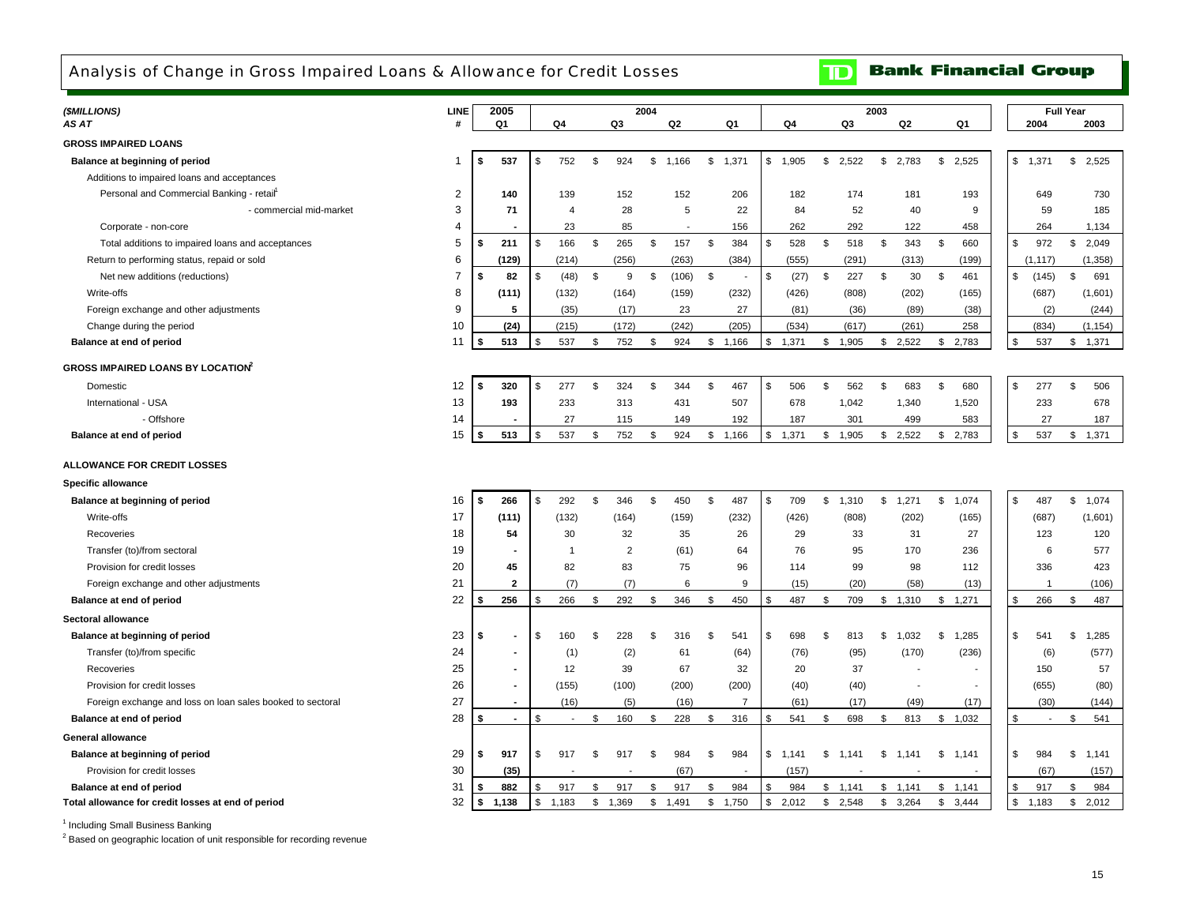# Analysis of Change in Gross Impaired Loans & Allowance for Credit Losses

**TD Bank Financial Group**

| *($MILLIONS)* | LINE | 2005 | 2004 | | | | 2003 | | | | Full Year | |
|---|---|---|---|---|---|---|---|---|---|---|---|---|
| *AS AT* | # | Q1 | Q4 | Q3 | Q2 | Q1 | Q4 | Q3 | Q2 | Q1 | 2004 | 2003 |
| **GROSS IMPAIRED LOANS** | | | | | | | | | | | | |
| **Balance at beginning of period** | 1 | **$ 537** | $ 752 | $ 924 | $ 1,166 | $ 1,371 | $ 1,905 | $ 2,522 | $ 2,783 | $ 2,525 | $ 1,371 | $ 2,525 |
| Additions to impaired loans and acceptances | | | | | | | | | | | | |
| Personal and Commercial Banking - retail[1] | 2 | **140** | 139 | 152 | 152 | 206 | 182 | 174 | 181 | 193 | 649 | 730 |
| - commercial mid-market | 3 | **71** | 4 | 28 | 5 | 22 | 84 | 52 | 40 | 9 | 59 | 185 |
| Corporate - non-core | 4 | **-** | 23 | 85 | - | 156 | 262 | 292 | 122 | 458 | 264 | 1,134 |
| Total additions to impaired loans and acceptances | 5 | **$ 211** | $ 166 | $ 265 | $ 157 | $ 384 | $ 528 | $ 518 | $ 343 | $ 660 | $ 972 | $ 2,049 |
| Return to performing status, repaid or sold | 6 | **(129)** | (214) | (256) | (263) | (384) | (555) | (291) | (313) | (199) | (1,117) | (1,358) |
| Net new additions (reductions) | 7 | **$ 82** | $ (48) | $ 9 | $ (106) | $ - | $ (27) | $ 227 | $ 30 | $ 461 | $ (145) | $ 691 |
| Write-offs | 8 | **(111)** | (132) | (164) | (159) | (232) | (426) | (808) | (202) | (165) | (687) | (1,601) |
| Foreign exchange and other adjustments | 9 | **5** | (35) | (17) | 23 | 27 | (81) | (36) | (89) | (38) | (2) | (244) |
| Change during the period | 10 | **(24)** | (215) | (172) | (242) | (205) | (534) | (617) | (261) | 258 | (834) | (1,154) |
| **Balance at end of period** | 11 | **$ 513** | $ 537 | $ 752 | $ 924 | $ 1,166 | $ 1,371 | $ 1,905 | $ 2,522 | $ 2,783 | $ 537 | $ 1,371 |
| **GROSS IMPAIRED LOANS BY LOCATION[2]** | | | | | | | | | | | | |
| Domestic | 12 | **$ 320** | $ 277 | $ 324 | $ 344 | $ 467 | $ 506 | $ 562 | $ 683 | $ 680 | $ 277 | $ 506 |
| International - USA | 13 | **193** | 233 | 313 | 431 | 507 | 678 | 1,042 | 1,340 | 1,520 | 233 | 678 |
| - Offshore | 14 | **-** | 27 | 115 | 149 | 192 | 187 | 301 | 499 | 583 | 27 | 187 |
| **Balance at end of period** | 15 | **$ 513** | $ 537 | $ 752 | $ 924 | $ 1,166 | $ 1,371 | $ 1,905 | $ 2,522 | $ 2,783 | $ 537 | $ 1,371 |
| **ALLOWANCE FOR CREDIT LOSSES** | | | | | | | | | | | | |
| **Specific allowance** | | | | | | | | | | | | |
| **Balance at beginning of period** | 16 | **$ 266** | $ 292 | $ 346 | $ 450 | $ 487 | $ 709 | $ 1,310 | $ 1,271 | $ 1,074 | $ 487 | $ 1,074 |
| Write-offs | 17 | **(111)** | (132) | (164) | (159) | (232) | (426) | (808) | (202) | (165) | (687) | (1,601) |
| Recoveries | 18 | **54** | 30 | 32 | 35 | 26 | 29 | 33 | 31 | 27 | 123 | 120 |
| Transfer (to)/from sectoral | 19 | **-** | 1 | 2 | (61) | 64 | 76 | 95 | 170 | 236 | 6 | 577 |
| Provision for credit losses | 20 | **45** | 82 | 83 | 75 | 96 | 114 | 99 | 98 | 112 | 336 | 423 |
| Foreign exchange and other adjustments | 21 | **2** | (7) | (7) | 6 | 9 | (15) | (20) | (58) | (13) | 1 | (106) |
| **Balance at end of period** | 22 | **$ 256** | $ 266 | $ 292 | $ 346 | $ 450 | $ 487 | $ 709 | $ 1,310 | $ 1,271 | $ 266 | $ 487 |
| **Sectoral allowance** | | | | | | | | | | | | |
| **Balance at beginning of period** | 23 | **$ -** | $ 160 | $ 228 | $ 316 | $ 541 | $ 698 | $ 813 | $ 1,032 | $ 1,285 | $ 541 | $ 1,285 |
| Transfer (to)/from specific | 24 | **-** | (1) | (2) | 61 | (64) | (76) | (95) | (170) | (236) | (6) | (577) |
| Recoveries | 25 | **-** | 12 | 39 | 67 | 32 | 20 | 37 | - | - | 150 | 57 |
| Provision for credit losses | 26 | **-** | (155) | (100) | (200) | (200) | (40) | (40) | - | - | (655) | (80) |
| Foreign exchange and loss on loan sales booked to sectoral | 27 | **-** | (16) | (5) | (16) | 7 | (61) | (17) | (49) | (17) | (30) | (144) |
| **Balance at end of period** | 28 | **$ -** | $ - | $ 160 | $ 228 | $ 316 | $ 541 | $ 698 | $ 813 | $ 1,032 | $ - | $ 541 |
| **General allowance** | | | | | | | | | | | | |
| **Balance at beginning of period** | 29 | **$ 917** | $ 917 | $ 917 | $ 984 | $ 984 | $ 1,141 | $ 1,141 | $ 1,141 | $ 1,141 | $ 984 | $ 1,141 |
| Provision for credit losses | 30 | **(35)** | - | - | (67) | - | (157) | - | - | - | (67) | (157) |
| **Balance at end of period** | 31 | **$ 882** | $ 917 | $ 917 | $ 917 | $ 984 | $ 984 | $ 1,141 | $ 1,141 | $ 1,141 | $ 917 | $ 984 |
| **Total allowance for credit losses at end of period** | 32 | **$ 1,138** | $ 1,183 | $ 1,369 | $ 1,491 | $ 1,750 | $ 2,012 | $ 2,548 | $ 3,264 | $ 3,444 | $ 1,183 | $ 2,012 |

[1] Including Small Business Banking

[2] Based on geographic location of unit responsible for recording revenue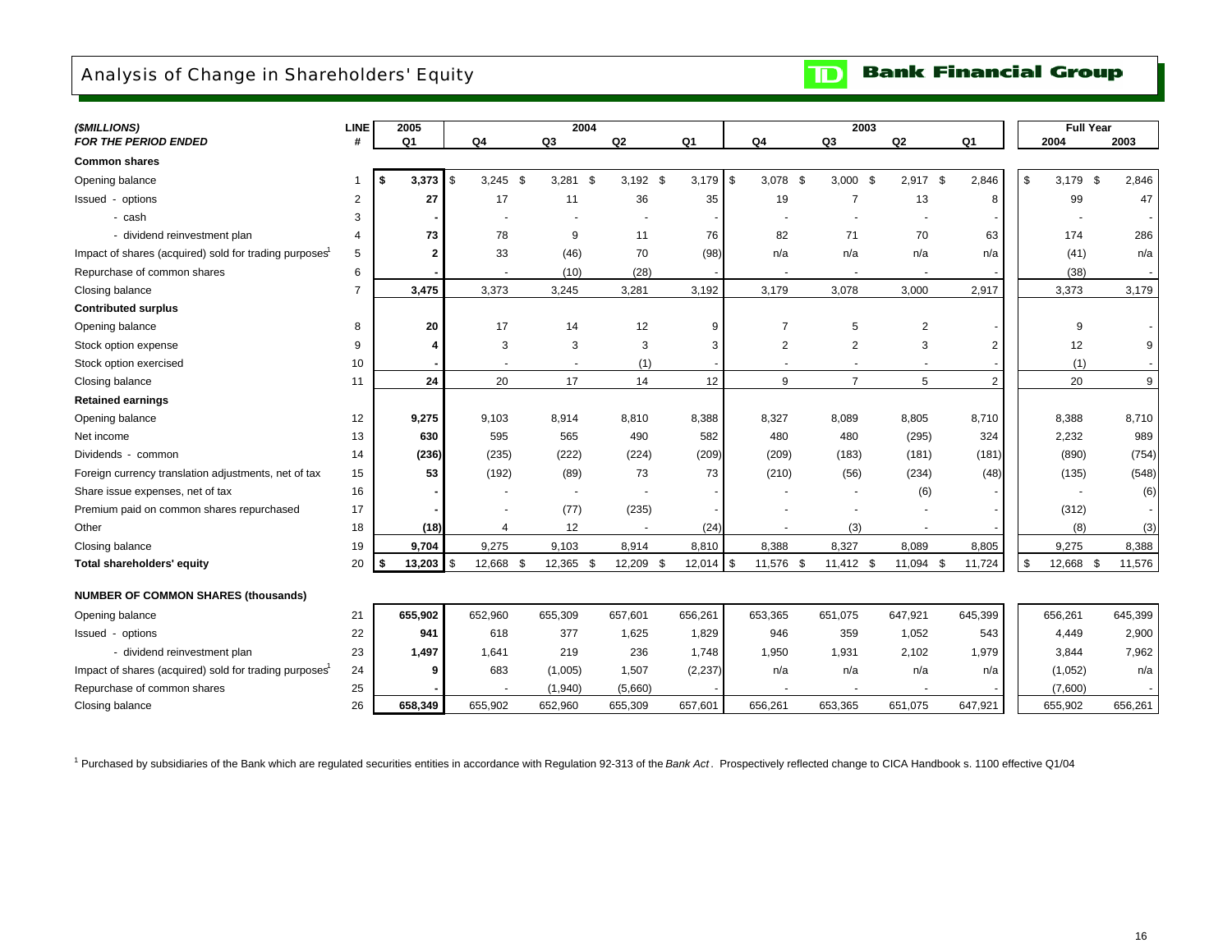# Analysis of Change in Shareholders' Equity

**TD Bank Financial Group**

| ($MILLIONS) FOR THE PERIOD ENDED | LINE # | 2005 Q1 | 2004 Q4 | 2004 Q3 | 2004 Q2 | 2004 Q1 | 2003 Q4 | 2003 Q3 | 2003 Q2 | 2003 Q1 | Full Year 2004 | Full Year 2003 |
|---|---|---|---|---|---|---|---|---|---|---|---|---|
| **Common shares** | | | | | | | | | | | | |
| Opening balance | 1 | **$ 3,373** | $ 3,245 | $ 3,281 | $ 3,192 | $ 3,179 | $ 3,078 | $ 3,000 | $ 2,917 | $ 2,846 | $ 3,179 | $ 2,846 |
| Issued - options | 2 | **27** | 17 | 11 | 36 | 35 | 19 | 7 | 13 | 8 | 99 | 47 |
| - cash | 3 | **-** | - | - | - | - | - | - | - | - | - | - |
| - dividend reinvestment plan | 4 | **73** | 78 | 9 | 11 | 76 | 82 | 71 | 70 | 63 | 174 | 286 |
| Impact of shares (acquired) sold for trading purposes[1] | 5 | **2** | 33 | (46) | 70 | (98) | n/a | n/a | n/a | n/a | (41) | n/a |
| Repurchase of common shares | 6 | **-** | - | (10) | (28) | - | - | - | - | - | (38) | - |
| Closing balance | 7 | **3,475** | 3,373 | 3,245 | 3,281 | 3,192 | 3,179 | 3,078 | 3,000 | 2,917 | 3,373 | 3,179 |
| **Contributed surplus** | | | | | | | | | | | | |
| Opening balance | 8 | **20** | 17 | 14 | 12 | 9 | 7 | 5 | 2 | - | 9 | - |
| Stock option expense | 9 | **4** | 3 | 3 | 3 | 3 | 2 | 2 | 3 | 2 | 12 | 9 |
| Stock option exercised | 10 | **-** | - | - | (1) | - | - | - | - | - | (1) | - |
| Closing balance | 11 | **24** | 20 | 17 | 14 | 12 | 9 | 7 | 5 | 2 | 20 | 9 |
| **Retained earnings** | | | | | | | | | | | | |
| Opening balance | 12 | **9,275** | 9,103 | 8,914 | 8,810 | 8,388 | 8,327 | 8,089 | 8,805 | 8,710 | 8,388 | 8,710 |
| Net income | 13 | **630** | 595 | 565 | 490 | 582 | 480 | 480 | (295) | 324 | 2,232 | 989 |
| Dividends - common | 14 | **(236)** | (235) | (222) | (224) | (209) | (209) | (183) | (181) | (181) | (890) | (754) |
| Foreign currency translation adjustments, net of tax | 15 | **53** | (192) | (89) | 73 | 73 | (210) | (56) | (234) | (48) | (135) | (548) |
| Share issue expenses, net of tax | 16 | **-** | - | - | - | - | - | - | (6) | - | - | (6) |
| Premium paid on common shares repurchased | 17 | **-** | - | (77) | (235) | - | - | - | - | - | (312) | - |
| Other | 18 | **(18)** | 4 | 12 | - | (24) | - | (3) | - | - | (8) | (3) |
| Closing balance | 19 | **9,704** | 9,275 | 9,103 | 8,914 | 8,810 | 8,388 | 8,327 | 8,089 | 8,805 | 9,275 | 8,388 |
| **Total shareholders' equity** | 20 | **$ 13,203** | $ 12,668 | $ 12,365 | $ 12,209 | $ 12,014 | $ 11,576 | $ 11,412 | $ 11,094 | $ 11,724 | $ 12,668 | $ 11,576 |
| **NUMBER OF COMMON SHARES (thousands)** | | | | | | | | | | | | |
| Opening balance | 21 | **655,902** | 652,960 | 655,309 | 657,601 | 656,261 | 653,365 | 651,075 | 647,921 | 645,399 | 656,261 | 645,399 |
| Issued - options | 22 | **941** | 618 | 377 | 1,625 | 1,829 | 946 | 359 | 1,052 | 543 | 4,449 | 2,900 |
| - dividend reinvestment plan | 23 | **1,497** | 1,641 | 219 | 236 | 1,748 | 1,950 | 1,931 | 2,102 | 1,979 | 3,844 | 7,962 |
| Impact of shares (acquired) sold for trading purposes[1] | 24 | **9** | 683 | (1,005) | 1,507 | (2,237) | n/a | n/a | n/a | n/a | (1,052) | n/a |
| Repurchase of common shares | 25 | **-** | - | (1,940) | (5,660) | - | - | - | - | - | (7,600) | - |
| Closing balance | 26 | **658,349** | 655,902 | 652,960 | 655,309 | 657,601 | 656,261 | 653,365 | 651,075 | 647,921 | 655,902 | 656,261 |

[1] Purchased by subsidiaries of the Bank which are regulated securities entities in accordance with Regulation 92-313 of the *Bank Act*. Prospectively reflected change to CICA Handbook s. 1100 effective Q1/04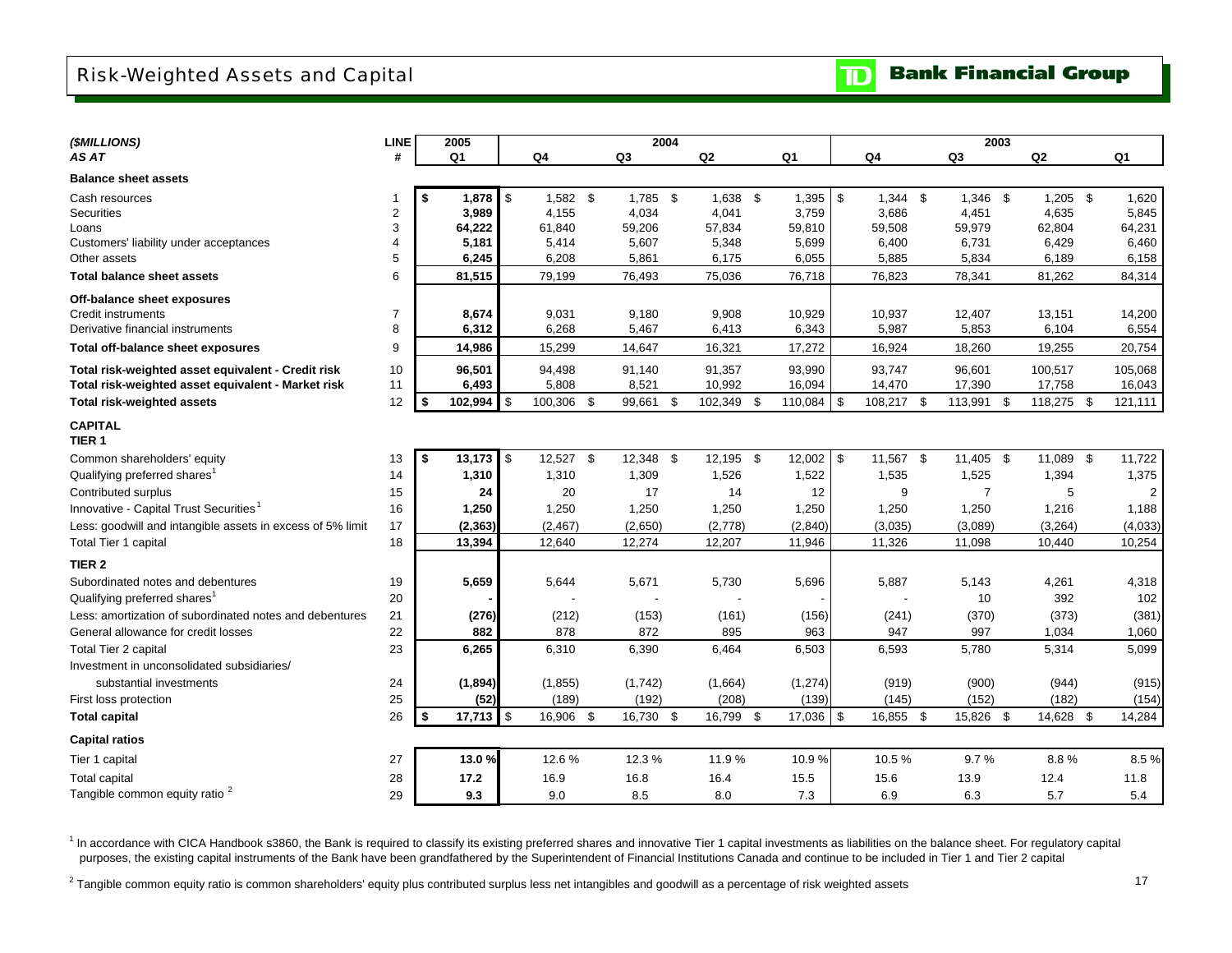# Risk-Weighted Assets and Capital

**TD Bank Financial Group**

| *($MILLIONS)* | LINE | 2005 | 2004 | | | | 2003 | | | |
|---|---|---|---|---|---|---|---|---|---|---|
| *AS AT* | # | Q1 | Q4 | Q3 | Q2 | Q1 | Q4 | Q3 | Q2 | Q1 |
| **Balance sheet assets** | | | | | | | | | | |
| Cash resources | 1 | **$ 1,878** | $ 1,582 | $ 1,785 | $ 1,638 | $ 1,395 | $ 1,344 | $ 1,346 | $ 1,205 | $ 1,620 |
| Securities | 2 | **3,989** | 4,155 | 4,034 | 4,041 | 3,759 | 3,686 | 4,451 | 4,635 | 5,845 |
| Loans | 3 | **64,222** | 61,840 | 59,206 | 57,834 | 59,810 | 59,508 | 59,979 | 62,804 | 64,231 |
| Customers' liability under acceptances | 4 | **5,181** | 5,414 | 5,607 | 5,348 | 5,699 | 6,400 | 6,731 | 6,429 | 6,460 |
| Other assets | 5 | **6,245** | 6,208 | 5,861 | 6,175 | 6,055 | 5,885 | 5,834 | 6,189 | 6,158 |
| **Total balance sheet assets** | 6 | **81,515** | 79,199 | 76,493 | 75,036 | 76,718 | 76,823 | 78,341 | 81,262 | 84,314 |
| **Off-balance sheet exposures** | | | | | | | | | | |
| Credit instruments | 7 | **8,674** | 9,031 | 9,180 | 9,908 | 10,929 | 10,937 | 12,407 | 13,151 | 14,200 |
| Derivative financial instruments | 8 | **6,312** | 6,268 | 5,467 | 6,413 | 6,343 | 5,987 | 5,853 | 6,104 | 6,554 |
| **Total off-balance sheet exposures** | 9 | **14,986** | 15,299 | 14,647 | 16,321 | 17,272 | 16,924 | 18,260 | 19,255 | 20,754 |
| **Total risk-weighted asset equivalent - Credit risk** | 10 | **96,501** | 94,498 | 91,140 | 91,357 | 93,990 | 93,747 | 96,601 | 100,517 | 105,068 |
| **Total risk-weighted asset equivalent - Market risk** | 11 | **6,493** | 5,808 | 8,521 | 10,992 | 16,094 | 14,470 | 17,390 | 17,758 | 16,043 |
| **Total risk-weighted assets** | 12 | **$ 102,994** | $ 100,306 | $ 99,661 | $ 102,349 | $ 110,084 | $ 108,217 | $ 113,991 | $ 118,275 | $ 121,111 |
| **CAPITAL** | | | | | | | | | | |
| **TIER 1** | | | | | | | | | | |
| Common shareholders' equity | 13 | **$ 13,173** | $ 12,527 | $ 12,348 | $ 12,195 | $ 12,002 | $ 11,567 | $ 11,405 | $ 11,089 | $ 11,722 |
| Qualifying preferred shares[1] | 14 | **1,310** | 1,310 | 1,309 | 1,526 | 1,522 | 1,535 | 1,525 | 1,394 | 1,375 |
| Contributed surplus | 15 | **24** | 20 | 17 | 14 | 12 | 9 | 7 | 5 | 2 |
| Innovative - Capital Trust Securities[1] | 16 | **1,250** | 1,250 | 1,250 | 1,250 | 1,250 | 1,250 | 1,250 | 1,216 | 1,188 |
| Less: goodwill and intangible assets in excess of 5% limit | 17 | **(2,363)** | (2,467) | (2,650) | (2,778) | (2,840) | (3,035) | (3,089) | (3,264) | (4,033) |
| Total Tier 1 capital | 18 | **13,394** | 12,640 | 12,274 | 12,207 | 11,946 | 11,326 | 11,098 | 10,440 | 10,254 |
| **TIER 2** | | | | | | | | | | |
| Subordinated notes and debentures | 19 | **5,659** | 5,644 | 5,671 | 5,730 | 5,696 | 5,887 | 5,143 | 4,261 | 4,318 |
| Qualifying preferred shares[1] | 20 | **-** | - | - | - | - | - | 10 | 392 | 102 |
| Less: amortization of subordinated notes and debentures | 21 | **(276)** | (212) | (153) | (161) | (156) | (241) | (370) | (373) | (381) |
| General allowance for credit losses | 22 | **882** | 878 | 872 | 895 | 963 | 947 | 997 | 1,034 | 1,060 |
| Total Tier 2 capital | 23 | **6,265** | 6,310 | 6,390 | 6,464 | 6,503 | 6,593 | 5,780 | 5,314 | 5,099 |
| Investment in unconsolidated subsidiaries/ substantial investments | 24 | **(1,894)** | (1,855) | (1,742) | (1,664) | (1,274) | (919) | (900) | (944) | (915) |
| First loss protection | 25 | **(52)** | (189) | (192) | (208) | (139) | (145) | (152) | (182) | (154) |
| **Total capital** | 26 | **$ 17,713** | $ 16,906 | $ 16,730 | $ 16,799 | $ 17,036 | $ 16,855 | $ 15,826 | $ 14,628 | $ 14,284 |
| **Capital ratios** | | | | | | | | | | |
| Tier 1 capital | 27 | **13.0 %** | 12.6 % | 12.3 % | 11.9 % | 10.9 % | 10.5 % | 9.7 % | 8.8 % | 8.5 % |
| Total capital | 28 | **17.2** | 16.9 | 16.8 | 16.4 | 15.5 | 15.6 | 13.9 | 12.4 | 11.8 |
| Tangible common equity ratio[2] | 29 | **9.3** | 9.0 | 8.5 | 8.0 | 7.3 | 6.9 | 6.3 | 5.7 | 5.4 |

[1] In accordance with CICA Handbook s3860, the Bank is required to classify its existing preferred shares and innovative Tier 1 capital investments as liabilities on the balance sheet. For regulatory capital purposes, the existing capital instruments of the Bank have been grandfathered by the Superintendent of Financial Institutions Canada and continue to be included in Tier 1 and Tier 2 capital

[2] Tangible common equity ratio is common shareholders' equity plus contributed surplus less net intangibles and goodwill as a percentage of risk weighted assets